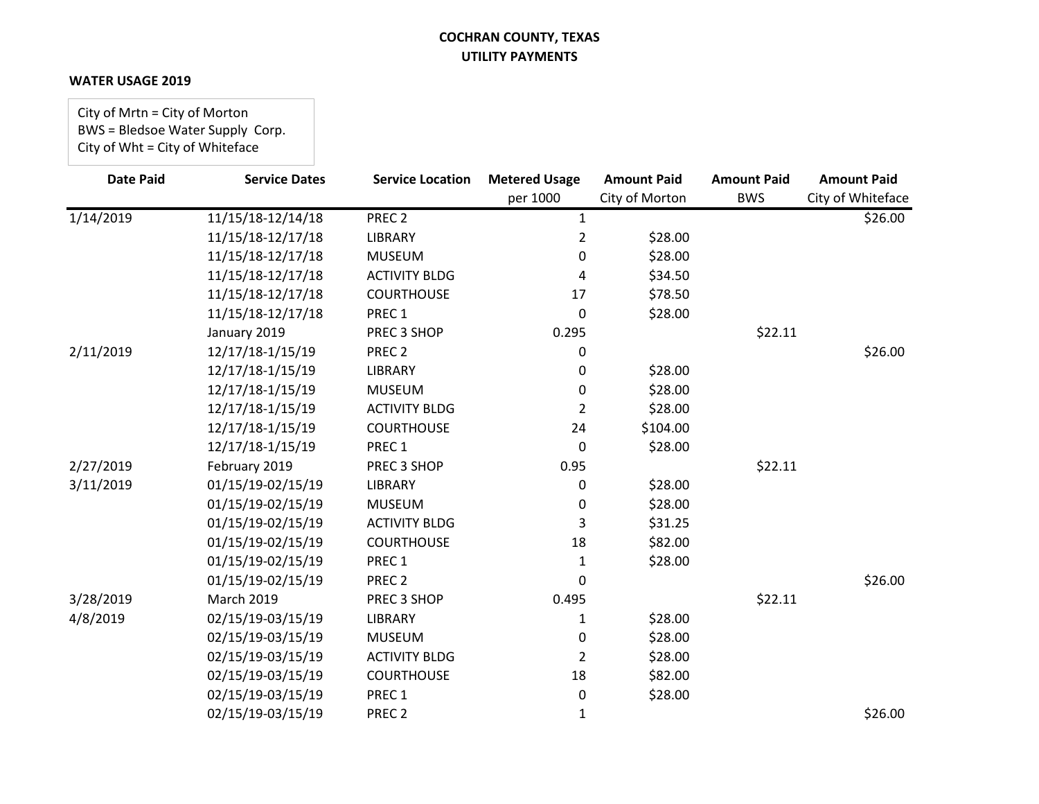**COCHRAN COUNTY, TEXAS**
**UTILITY PAYMENTS**

**WATER USAGE 2019**

City of Mrtn = City of Morton
BWS = Bledsoe Water Supply Corp.
City of Wht = City of Whiteface

| Date Paid | Service Dates | Service Location | Metered Usage per 1000 | Amount Paid City of Morton | Amount Paid BWS | Amount Paid City of Whiteface |
|---|---|---|---|---|---|---|
| 1/14/2019 | 11/15/18-12/14/18 | PREC 2 | 1 | | | $26.00 |
| | 11/15/18-12/17/18 | LIBRARY | 2 | $28.00 | | |
| | 11/15/18-12/17/18 | MUSEUM | 0 | $28.00 | | |
| | 11/15/18-12/17/18 | ACTIVITY BLDG | 4 | $34.50 | | |
| | 11/15/18-12/17/18 | COURTHOUSE | 17 | $78.50 | | |
| | 11/15/18-12/17/18 | PREC 1 | 0 | $28.00 | | |
| | January 2019 | PREC 3 SHOP | 0.295 | | $22.11 | |
| 2/11/2019 | 12/17/18-1/15/19 | PREC 2 | 0 | | | $26.00 |
| | 12/17/18-1/15/19 | LIBRARY | 0 | $28.00 | | |
| | 12/17/18-1/15/19 | MUSEUM | 0 | $28.00 | | |
| | 12/17/18-1/15/19 | ACTIVITY BLDG | 2 | $28.00 | | |
| | 12/17/18-1/15/19 | COURTHOUSE | 24 | $104.00 | | |
| | 12/17/18-1/15/19 | PREC 1 | 0 | $28.00 | | |
| 2/27/2019 | February 2019 | PREC 3 SHOP | 0.95 | | $22.11 | |
| 3/11/2019 | 01/15/19-02/15/19 | LIBRARY | 0 | $28.00 | | |
| | 01/15/19-02/15/19 | MUSEUM | 0 | $28.00 | | |
| | 01/15/19-02/15/19 | ACTIVITY BLDG | 3 | $31.25 | | |
| | 01/15/19-02/15/19 | COURTHOUSE | 18 | $82.00 | | |
| | 01/15/19-02/15/19 | PREC 1 | 1 | $28.00 | | |
| | 01/15/19-02/15/19 | PREC 2 | 0 | | | $26.00 |
| 3/28/2019 | March 2019 | PREC 3 SHOP | 0.495 | | $22.11 | |
| 4/8/2019 | 02/15/19-03/15/19 | LIBRARY | 1 | $28.00 | | |
| | 02/15/19-03/15/19 | MUSEUM | 0 | $28.00 | | |
| | 02/15/19-03/15/19 | ACTIVITY BLDG | 2 | $28.00 | | |
| | 02/15/19-03/15/19 | COURTHOUSE | 18 | $82.00 | | |
| | 02/15/19-03/15/19 | PREC 1 | 0 | $28.00 | | |
| | 02/15/19-03/15/19 | PREC 2 | 1 | | | $26.00 |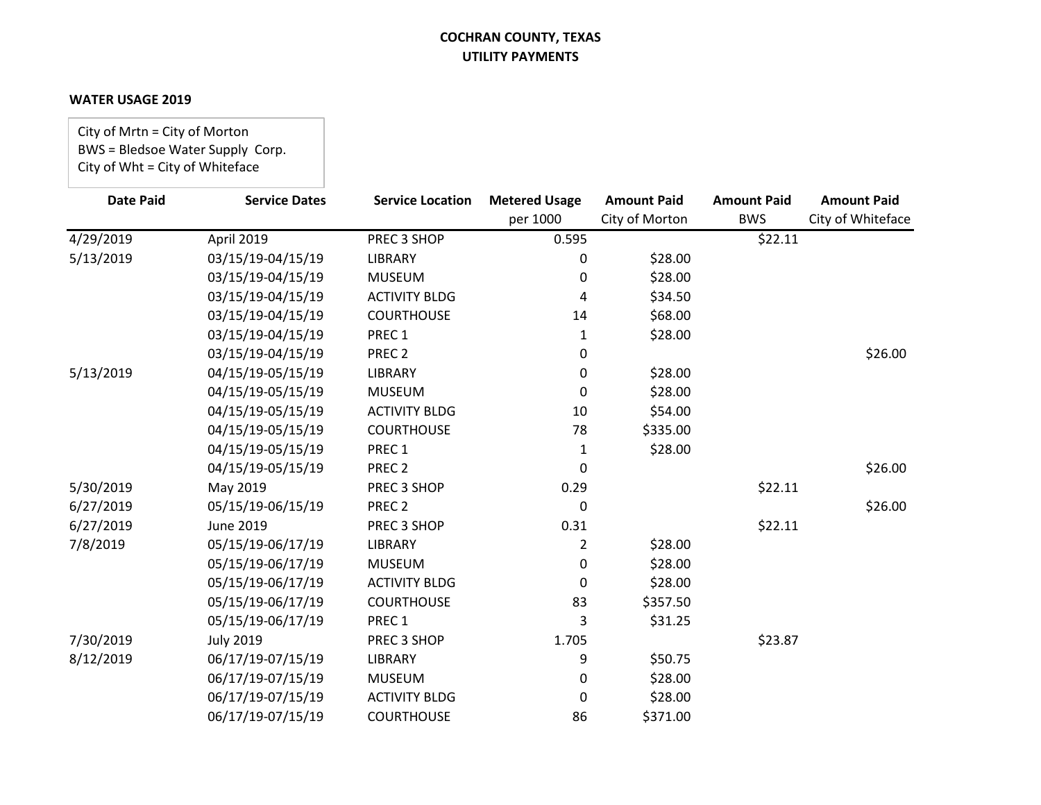**COCHRAN COUNTY, TEXAS**
**UTILITY PAYMENTS**

**WATER USAGE 2019**

City of Mrtn = City of Morton
BWS = Bledsoe Water Supply Corp.
City of Wht = City of Whiteface

| Date Paid | Service Dates | Service Location | Metered Usage per 1000 | Amount Paid City of Morton | Amount Paid BWS | Amount Paid City of Whiteface |
|---|---|---|---|---|---|---|
| 4/29/2019 | April 2019 | PREC 3 SHOP | 0.595 | | $22.11 | |
| 5/13/2019 | 03/15/19-04/15/19 | LIBRARY | 0 | $28.00 | | |
| | 03/15/19-04/15/19 | MUSEUM | 0 | $28.00 | | |
| | 03/15/19-04/15/19 | ACTIVITY BLDG | 4 | $34.50 | | |
| | 03/15/19-04/15/19 | COURTHOUSE | 14 | $68.00 | | |
| | 03/15/19-04/15/19 | PREC 1 | 1 | $28.00 | | |
| | 03/15/19-04/15/19 | PREC 2 | 0 | | | $26.00 |
| 5/13/2019 | 04/15/19-05/15/19 | LIBRARY | 0 | $28.00 | | |
| | 04/15/19-05/15/19 | MUSEUM | 0 | $28.00 | | |
| | 04/15/19-05/15/19 | ACTIVITY BLDG | 10 | $54.00 | | |
| | 04/15/19-05/15/19 | COURTHOUSE | 78 | $335.00 | | |
| | 04/15/19-05/15/19 | PREC 1 | 1 | $28.00 | | |
| | 04/15/19-05/15/19 | PREC 2 | 0 | | | $26.00 |
| 5/30/2019 | May 2019 | PREC 3 SHOP | 0.29 | | $22.11 | |
| 6/27/2019 | 05/15/19-06/15/19 | PREC 2 | 0 | | | $26.00 |
| 6/27/2019 | June 2019 | PREC 3 SHOP | 0.31 | | $22.11 | |
| 7/8/2019 | 05/15/19-06/17/19 | LIBRARY | 2 | $28.00 | | |
| | 05/15/19-06/17/19 | MUSEUM | 0 | $28.00 | | |
| | 05/15/19-06/17/19 | ACTIVITY BLDG | 0 | $28.00 | | |
| | 05/15/19-06/17/19 | COURTHOUSE | 83 | $357.50 | | |
| | 05/15/19-06/17/19 | PREC 1 | 3 | $31.25 | | |
| 7/30/2019 | July 2019 | PREC 3 SHOP | 1.705 | | $23.87 | |
| 8/12/2019 | 06/17/19-07/15/19 | LIBRARY | 9 | $50.75 | | |
| | 06/17/19-07/15/19 | MUSEUM | 0 | $28.00 | | |
| | 06/17/19-07/15/19 | ACTIVITY BLDG | 0 | $28.00 | | |
| | 06/17/19-07/15/19 | COURTHOUSE | 86 | $371.00 | | |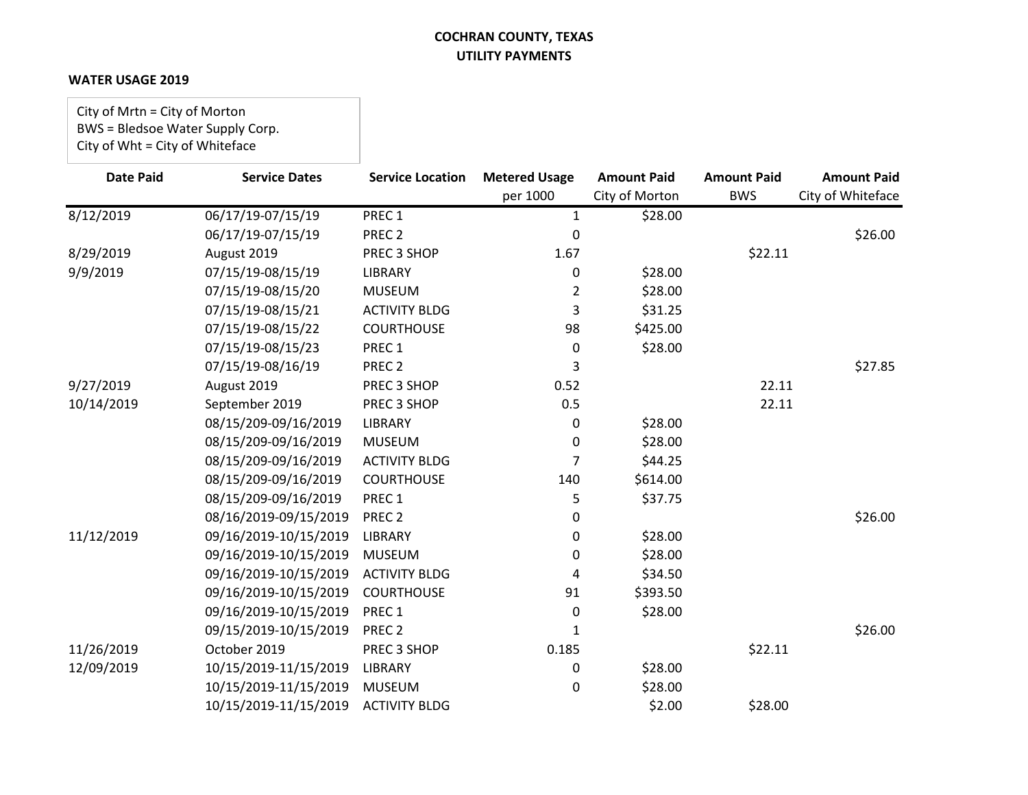**COCHRAN COUNTY, TEXAS**
**UTILITY PAYMENTS**

**WATER USAGE 2019**

City of Mrtn = City of Morton
BWS = Bledsoe Water Supply Corp.
City of Wht = City of Whiteface

| Date Paid | Service Dates | Service Location | Metered Usage | Amount Paid | Amount Paid | Amount Paid |
|---|---|---|---|---|---|---|
| | | | per 1000 | City of Morton | BWS | City of Whiteface |
| 8/12/2019 | 06/17/19-07/15/19 | PREC 1 | 1 | $28.00 | | |
| | 06/17/19-07/15/19 | PREC 2 | 0 | | | $26.00 |
| 8/29/2019 | August 2019 | PREC 3 SHOP | 1.67 | | $22.11 | |
| 9/9/2019 | 07/15/19-08/15/19 | LIBRARY | 0 | $28.00 | | |
| | 07/15/19-08/15/20 | MUSEUM | 2 | $28.00 | | |
| | 07/15/19-08/15/21 | ACTIVITY BLDG | 3 | $31.25 | | |
| | 07/15/19-08/15/22 | COURTHOUSE | 98 | $425.00 | | |
| | 07/15/19-08/15/23 | PREC 1 | 0 | $28.00 | | |
| | 07/15/19-08/16/19 | PREC 2 | 3 | | | $27.85 |
| 9/27/2019 | August 2019 | PREC 3 SHOP | 0.52 | | 22.11 | |
| 10/14/2019 | September 2019 | PREC 3 SHOP | 0.5 | | 22.11 | |
| | 08/15/209-09/16/2019 | LIBRARY | 0 | $28.00 | | |
| | 08/15/209-09/16/2019 | MUSEUM | 0 | $28.00 | | |
| | 08/15/209-09/16/2019 | ACTIVITY BLDG | 7 | $44.25 | | |
| | 08/15/209-09/16/2019 | COURTHOUSE | 140 | $614.00 | | |
| | 08/15/209-09/16/2019 | PREC 1 | 5 | $37.75 | | |
| | 08/16/2019-09/15/2019 | PREC 2 | 0 | | | $26.00 |
| 11/12/2019 | 09/16/2019-10/15/2019 | LIBRARY | 0 | $28.00 | | |
| | 09/16/2019-10/15/2019 | MUSEUM | 0 | $28.00 | | |
| | 09/16/2019-10/15/2019 | ACTIVITY BLDG | 4 | $34.50 | | |
| | 09/16/2019-10/15/2019 | COURTHOUSE | 91 | $393.50 | | |
| | 09/16/2019-10/15/2019 | PREC 1 | 0 | $28.00 | | |
| | 09/15/2019-10/15/2019 | PREC 2 | 1 | | | $26.00 |
| 11/26/2019 | October 2019 | PREC 3 SHOP | 0.185 | | $22.11 | |
| 12/09/2019 | 10/15/2019-11/15/2019 | LIBRARY | 0 | $28.00 | | |
| | 10/15/2019-11/15/2019 | MUSEUM | 0 | $28.00 | | |
| | 10/15/2019-11/15/2019 | ACTIVITY BLDG | | $2.00 | $28.00 | |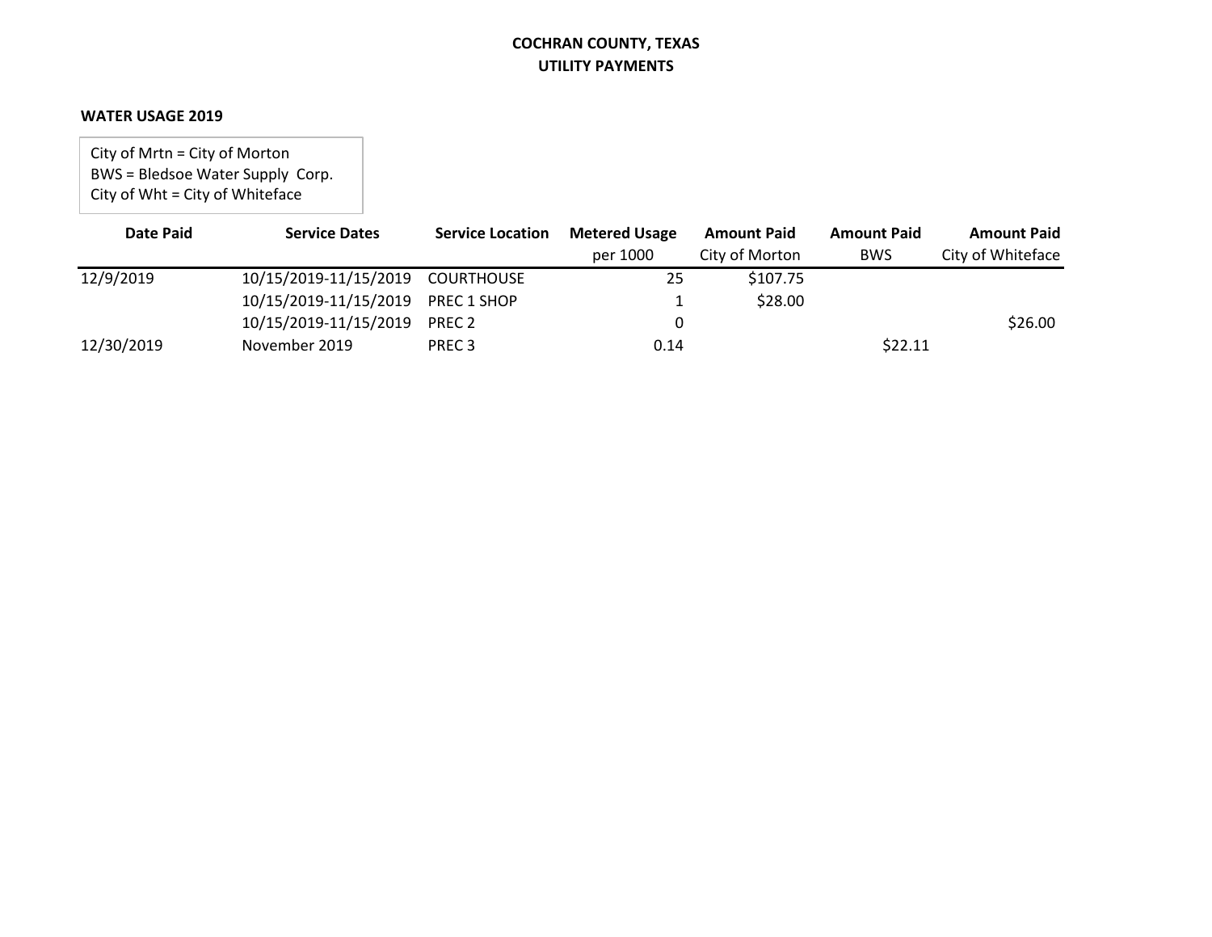**COCHRAN COUNTY, TEXAS**
**UTILITY PAYMENTS**

**WATER USAGE 2019**

City of Mrtn = City of Morton
BWS = Bledsoe Water Supply Corp.
City of Wht = City of Whiteface

| Date Paid | Service Dates | Service Location | Metered Usage per 1000 | Amount Paid City of Morton | Amount Paid BWS | Amount Paid City of Whiteface |
|---|---|---|---|---|---|---|
| 12/9/2019 | 10/15/2019-11/15/2019 | COURTHOUSE | 25 | $107.75 | | |
| | 10/15/2019-11/15/2019 | PREC 1 SHOP | 1 | $28.00 | | |
| | 10/15/2019-11/15/2019 | PREC 2 | 0 | | | $26.00 |
| 12/30/2019 | November 2019 | PREC 3 | 0.14 | | $22.11 | |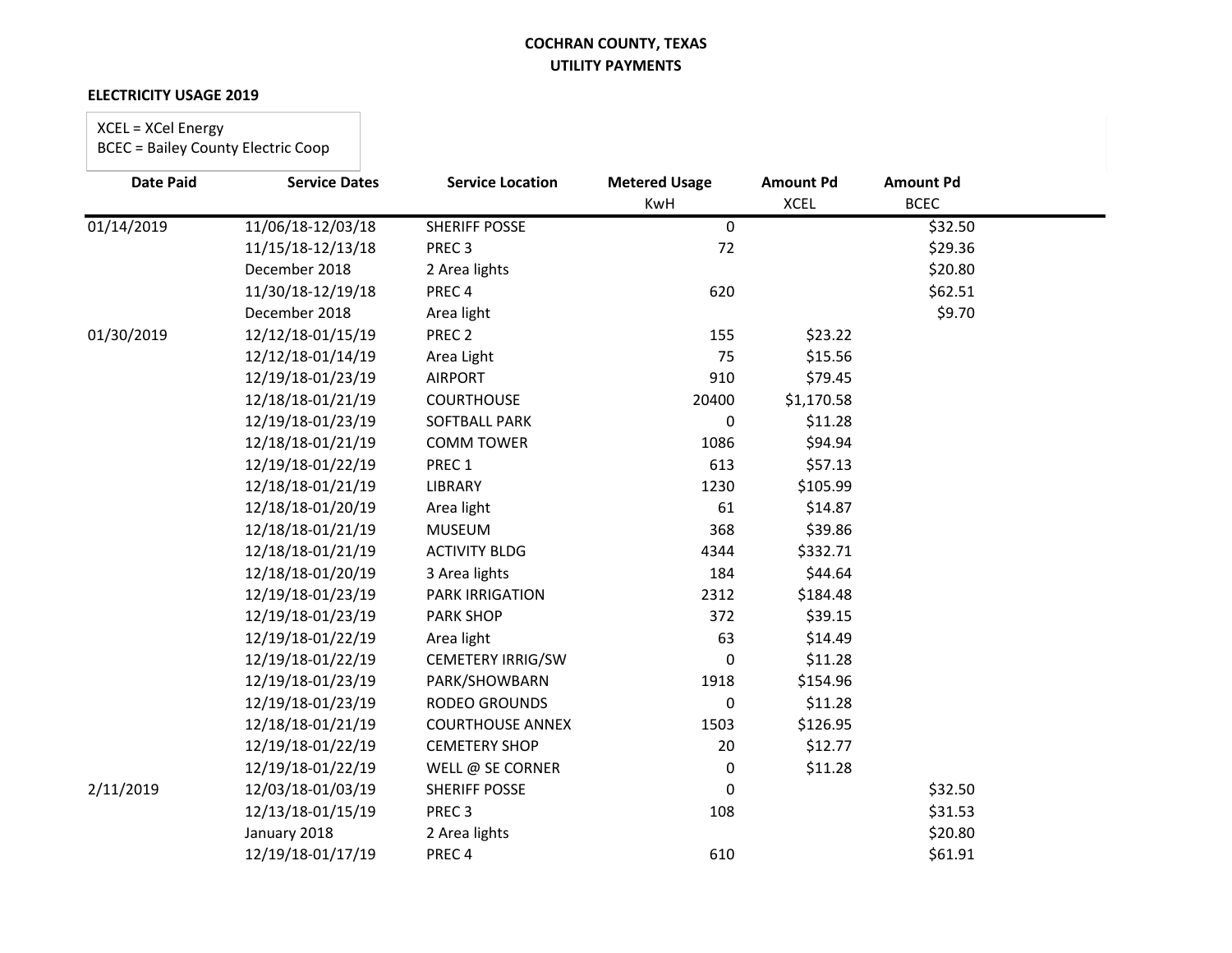## COCHRAN COUNTY, TEXAS
## UTILITY PAYMENTS

**ELECTRICITY USAGE 2019**

XCEL = XCel Energy
BCEC = Bailey County Electric Coop

| Date Paid | Service Dates | Service Location | Metered Usage KwH | Amount Pd XCEL | Amount Pd BCEC |
|---|---|---|---|---|---|
| 01/14/2019 | 11/06/18-12/03/18 | SHERIFF POSSE | 0 | | $32.50 |
| | 11/15/18-12/13/18 | PREC 3 | 72 | | $29.36 |
| | December 2018 | 2 Area lights | | | $20.80 |
| | 11/30/18-12/19/18 | PREC 4 | 620 | | $62.51 |
| | December 2018 | Area light | | | $9.70 |
| 01/30/2019 | 12/12/18-01/15/19 | PREC 2 | 155 | $23.22 | |
| | 12/12/18-01/14/19 | Area Light | 75 | $15.56 | |
| | 12/19/18-01/23/19 | AIRPORT | 910 | $79.45 | |
| | 12/18/18-01/21/19 | COURTHOUSE | 20400 | $1,170.58 | |
| | 12/19/18-01/23/19 | SOFTBALL PARK | 0 | $11.28 | |
| | 12/18/18-01/21/19 | COMM TOWER | 1086 | $94.94 | |
| | 12/19/18-01/22/19 | PREC 1 | 613 | $57.13 | |
| | 12/18/18-01/21/19 | LIBRARY | 1230 | $105.99 | |
| | 12/18/18-01/20/19 | Area light | 61 | $14.87 | |
| | 12/18/18-01/21/19 | MUSEUM | 368 | $39.86 | |
| | 12/18/18-01/21/19 | ACTIVITY BLDG | 4344 | $332.71 | |
| | 12/18/18-01/20/19 | 3 Area lights | 184 | $44.64 | |
| | 12/19/18-01/23/19 | PARK IRRIGATION | 2312 | $184.48 | |
| | 12/19/18-01/23/19 | PARK SHOP | 372 | $39.15 | |
| | 12/19/18-01/22/19 | Area light | 63 | $14.49 | |
| | 12/19/18-01/22/19 | CEMETERY IRRIG/SW | 0 | $11.28 | |
| | 12/19/18-01/23/19 | PARK/SHOWBARN | 1918 | $154.96 | |
| | 12/19/18-01/23/19 | RODEO GROUNDS | 0 | $11.28 | |
| | 12/18/18-01/21/19 | COURTHOUSE ANNEX | 1503 | $126.95 | |
| | 12/19/18-01/22/19 | CEMETERY SHOP | 20 | $12.77 | |
| | 12/19/18-01/22/19 | WELL @ SE CORNER | 0 | $11.28 | |
| 2/11/2019 | 12/03/18-01/03/19 | SHERIFF POSSE | 0 | | $32.50 |
| | 12/13/18-01/15/19 | PREC 3 | 108 | | $31.53 |
| | January 2018 | 2 Area lights | | | $20.80 |
| | 12/19/18-01/17/19 | PREC 4 | 610 | | $61.91 |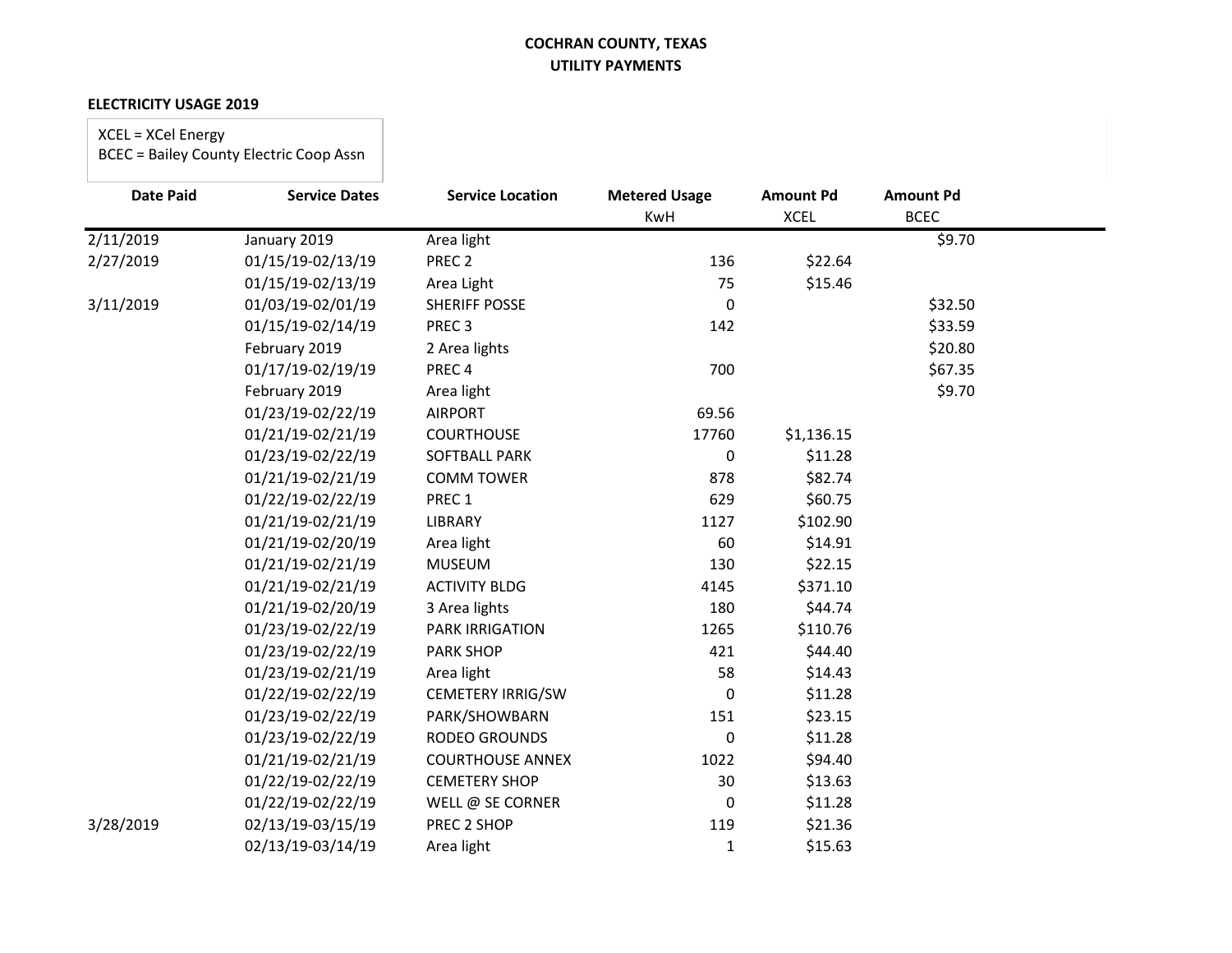**COCHRAN COUNTY, TEXAS**
**UTILITY PAYMENTS**

**ELECTRICITY USAGE 2019**

XCEL = XCel Energy
BCEC = Bailey County Electric Coop Assn

| Date Paid | Service Dates | Service Location | Metered Usage KwH | Amount Pd XCEL | Amount Pd BCEC |
|---|---|---|---|---|---|
| 2/11/2019 | January 2019 | Area light | | | $9.70 |
| 2/27/2019 | 01/15/19-02/13/19 | PREC 2 | 136 | $22.64 | |
| | 01/15/19-02/13/19 | Area Light | 75 | $15.46 | |
| 3/11/2019 | 01/03/19-02/01/19 | SHERIFF POSSE | 0 | | $32.50 |
| | 01/15/19-02/14/19 | PREC 3 | 142 | | $33.59 |
| | February 2019 | 2 Area lights | | | $20.80 |
| | 01/17/19-02/19/19 | PREC 4 | 700 | | $67.35 |
| | February 2019 | Area light | | | $9.70 |
| | 01/23/19-02/22/19 | AIRPORT | 69.56 | | |
| | 01/21/19-02/21/19 | COURTHOUSE | 17760 | $1,136.15 | |
| | 01/23/19-02/22/19 | SOFTBALL PARK | 0 | $11.28 | |
| | 01/21/19-02/21/19 | COMM TOWER | 878 | $82.74 | |
| | 01/22/19-02/22/19 | PREC 1 | 629 | $60.75 | |
| | 01/21/19-02/21/19 | LIBRARY | 1127 | $102.90 | |
| | 01/21/19-02/20/19 | Area light | 60 | $14.91 | |
| | 01/21/19-02/21/19 | MUSEUM | 130 | $22.15 | |
| | 01/21/19-02/21/19 | ACTIVITY BLDG | 4145 | $371.10 | |
| | 01/21/19-02/20/19 | 3 Area lights | 180 | $44.74 | |
| | 01/23/19-02/22/19 | PARK IRRIGATION | 1265 | $110.76 | |
| | 01/23/19-02/22/19 | PARK SHOP | 421 | $44.40 | |
| | 01/23/19-02/21/19 | Area light | 58 | $14.43 | |
| | 01/22/19-02/22/19 | CEMETERY IRRIG/SW | 0 | $11.28 | |
| | 01/23/19-02/22/19 | PARK/SHOWBARN | 151 | $23.15 | |
| | 01/23/19-02/22/19 | RODEO GROUNDS | 0 | $11.28 | |
| | 01/21/19-02/21/19 | COURTHOUSE ANNEX | 1022 | $94.40 | |
| | 01/22/19-02/22/19 | CEMETERY SHOP | 30 | $13.63 | |
| | 01/22/19-02/22/19 | WELL @ SE CORNER | 0 | $11.28 | |
| 3/28/2019 | 02/13/19-03/15/19 | PREC 2 SHOP | 119 | $21.36 | |
| | 02/13/19-03/14/19 | Area light | 1 | $15.63 | |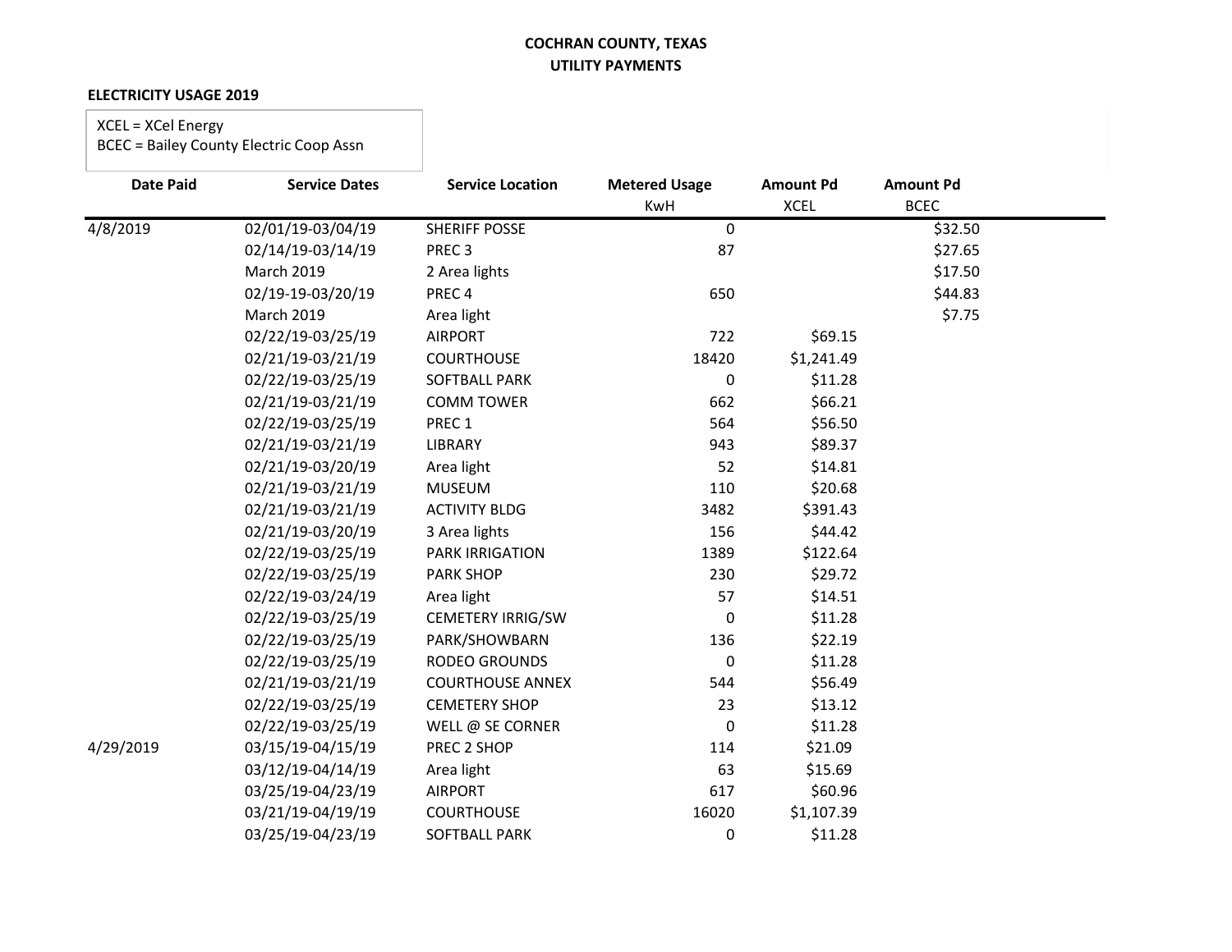**COCHRAN COUNTY, TEXAS**
**UTILITY PAYMENTS**

**ELECTRICITY USAGE 2019**

XCEL = XCel Energy
BCEC = Bailey County Electric Coop Assn

| Date Paid | Service Dates | Service Location | Metered Usage KwH | Amount Pd XCEL | Amount Pd BCEC |
|---|---|---|---|---|---|
| 4/8/2019 | 02/01/19-03/04/19 | SHERIFF POSSE | 0 | | $32.50 |
| | 02/14/19-03/14/19 | PREC 3 | 87 | | $27.65 |
| | March 2019 | 2 Area lights | | | $17.50 |
| | 02/19-19-03/20/19 | PREC 4 | 650 | | $44.83 |
| | March 2019 | Area light | | | $7.75 |
| | 02/22/19-03/25/19 | AIRPORT | 722 | $69.15 | |
| | 02/21/19-03/21/19 | COURTHOUSE | 18420 | $1,241.49 | |
| | 02/22/19-03/25/19 | SOFTBALL PARK | 0 | $11.28 | |
| | 02/21/19-03/21/19 | COMM TOWER | 662 | $66.21 | |
| | 02/22/19-03/25/19 | PREC 1 | 564 | $56.50 | |
| | 02/21/19-03/21/19 | LIBRARY | 943 | $89.37 | |
| | 02/21/19-03/20/19 | Area light | 52 | $14.81 | |
| | 02/21/19-03/21/19 | MUSEUM | 110 | $20.68 | |
| | 02/21/19-03/21/19 | ACTIVITY BLDG | 3482 | $391.43 | |
| | 02/21/19-03/20/19 | 3 Area lights | 156 | $44.42 | |
| | 02/22/19-03/25/19 | PARK IRRIGATION | 1389 | $122.64 | |
| | 02/22/19-03/25/19 | PARK SHOP | 230 | $29.72 | |
| | 02/22/19-03/24/19 | Area light | 57 | $14.51 | |
| | 02/22/19-03/25/19 | CEMETERY IRRIG/SW | 0 | $11.28 | |
| | 02/22/19-03/25/19 | PARK/SHOWBARN | 136 | $22.19 | |
| | 02/22/19-03/25/19 | RODEO GROUNDS | 0 | $11.28 | |
| | 02/21/19-03/21/19 | COURTHOUSE ANNEX | 544 | $56.49 | |
| | 02/22/19-03/25/19 | CEMETERY SHOP | 23 | $13.12 | |
| | 02/22/19-03/25/19 | WELL @ SE CORNER | 0 | $11.28 | |
| 4/29/2019 | 03/15/19-04/15/19 | PREC 2 SHOP | 114 | $21.09 | |
| | 03/12/19-04/14/19 | Area light | 63 | $15.69 | |
| | 03/25/19-04/23/19 | AIRPORT | 617 | $60.96 | |
| | 03/21/19-04/19/19 | COURTHOUSE | 16020 | $1,107.39 | |
| | 03/25/19-04/23/19 | SOFTBALL PARK | 0 | $11.28 | |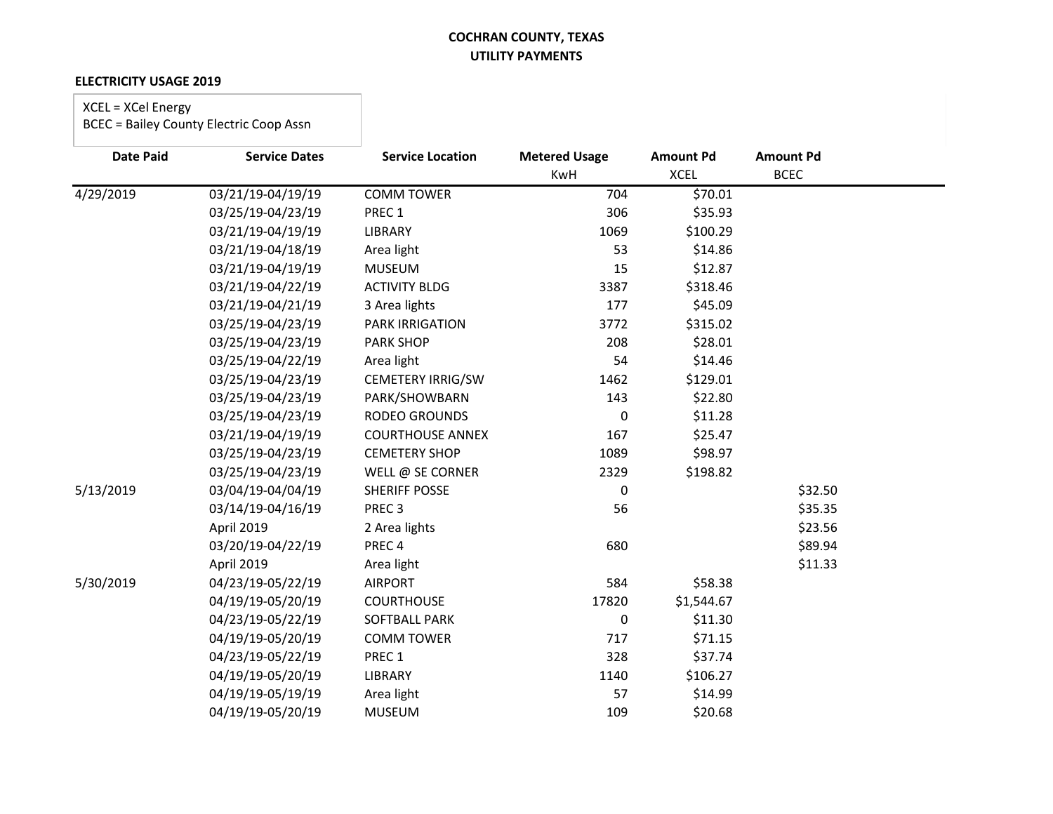**COCHRAN COUNTY, TEXAS**
**UTILITY PAYMENTS**

**ELECTRICITY USAGE 2019**

XCEL = XCel Energy
BCEC = Bailey County Electric Coop Assn

| Date Paid | Service Dates | Service Location | Metered Usage KwH | Amount Pd XCEL | Amount Pd BCEC |
|---|---|---|---|---|---|
| 4/29/2019 | 03/21/19-04/19/19 | COMM TOWER | 704 | $70.01 | |
| | 03/25/19-04/23/19 | PREC 1 | 306 | $35.93 | |
| | 03/21/19-04/19/19 | LIBRARY | 1069 | $100.29 | |
| | 03/21/19-04/18/19 | Area light | 53 | $14.86 | |
| | 03/21/19-04/19/19 | MUSEUM | 15 | $12.87 | |
| | 03/21/19-04/22/19 | ACTIVITY BLDG | 3387 | $318.46 | |
| | 03/21/19-04/21/19 | 3 Area lights | 177 | $45.09 | |
| | 03/25/19-04/23/19 | PARK IRRIGATION | 3772 | $315.02 | |
| | 03/25/19-04/23/19 | PARK SHOP | 208 | $28.01 | |
| | 03/25/19-04/22/19 | Area light | 54 | $14.46 | |
| | 03/25/19-04/23/19 | CEMETERY IRRIG/SW | 1462 | $129.01 | |
| | 03/25/19-04/23/19 | PARK/SHOWBARN | 143 | $22.80 | |
| | 03/25/19-04/23/19 | RODEO GROUNDS | 0 | $11.28 | |
| | 03/21/19-04/19/19 | COURTHOUSE ANNEX | 167 | $25.47 | |
| | 03/25/19-04/23/19 | CEMETERY SHOP | 1089 | $98.97 | |
| | 03/25/19-04/23/19 | WELL @ SE CORNER | 2329 | $198.82 | |
| 5/13/2019 | 03/04/19-04/04/19 | SHERIFF POSSE | 0 | | $32.50 |
| | 03/14/19-04/16/19 | PREC 3 | 56 | | $35.35 |
| | April 2019 | 2 Area lights | | | $23.56 |
| | 03/20/19-04/22/19 | PREC 4 | 680 | | $89.94 |
| | April 2019 | Area light | | | $11.33 |
| 5/30/2019 | 04/23/19-05/22/19 | AIRPORT | 584 | $58.38 | |
| | 04/19/19-05/20/19 | COURTHOUSE | 17820 | $1,544.67 | |
| | 04/23/19-05/22/19 | SOFTBALL PARK | 0 | $11.30 | |
| | 04/19/19-05/20/19 | COMM TOWER | 717 | $71.15 | |
| | 04/23/19-05/22/19 | PREC 1 | 328 | $37.74 | |
| | 04/19/19-05/20/19 | LIBRARY | 1140 | $106.27 | |
| | 04/19/19-05/19/19 | Area light | 57 | $14.99 | |
| | 04/19/19-05/20/19 | MUSEUM | 109 | $20.68 | |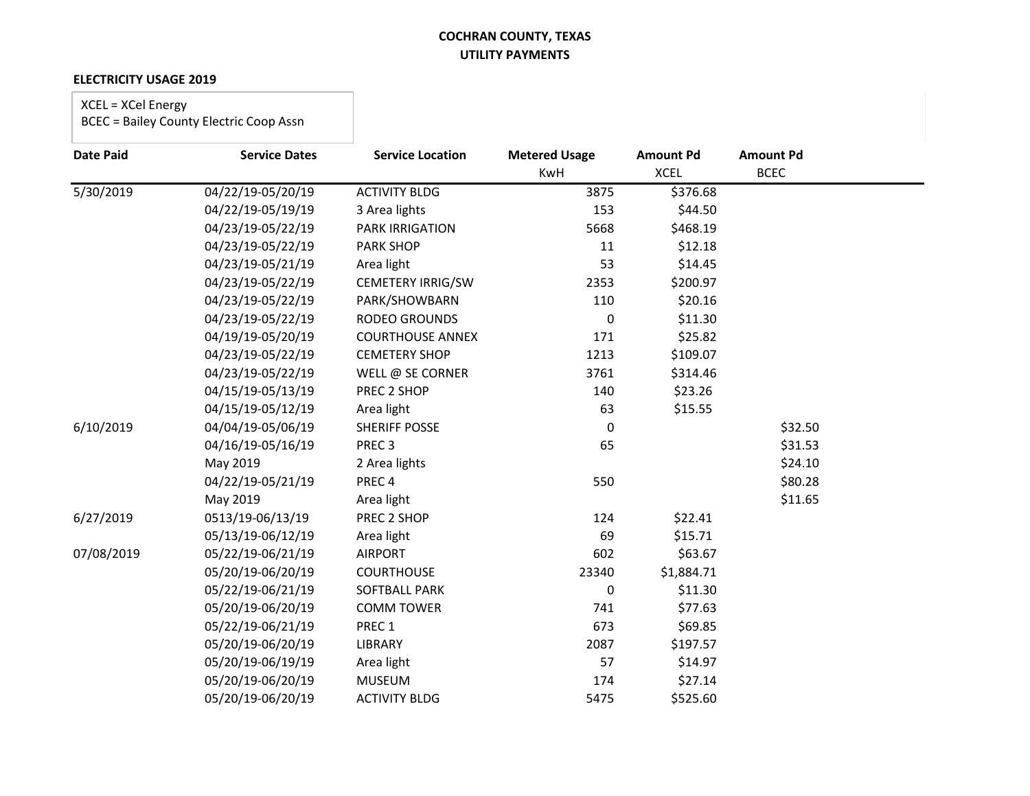**COCHRAN COUNTY, TEXAS**
**UTILITY PAYMENTS**

**ELECTRICITY USAGE 2019**

XCEL = XCel Energy
BCEC = Bailey County Electric Coop Assn

| Date Paid | Service Dates | Service Location | Metered Usage KwH | Amount Pd XCEL | Amount Pd BCEC |
|---|---|---|---|---|---|
| 5/30/2019 | 04/22/19-05/20/19 | ACTIVITY BLDG | 3875 | $376.68 | |
| | 04/22/19-05/19/19 | 3 Area lights | 153 | $44.50 | |
| | 04/23/19-05/22/19 | PARK IRRIGATION | 5668 | $468.19 | |
| | 04/23/19-05/22/19 | PARK SHOP | 11 | $12.18 | |
| | 04/23/19-05/21/19 | Area light | 53 | $14.45 | |
| | 04/23/19-05/22/19 | CEMETERY IRRIG/SW | 2353 | $200.97 | |
| | 04/23/19-05/22/19 | PARK/SHOWBARN | 110 | $20.16 | |
| | 04/23/19-05/22/19 | RODEO GROUNDS | 0 | $11.30 | |
| | 04/19/19-05/20/19 | COURTHOUSE ANNEX | 171 | $25.82 | |
| | 04/23/19-05/22/19 | CEMETERY SHOP | 1213 | $109.07 | |
| | 04/23/19-05/22/19 | WELL @ SE CORNER | 3761 | $314.46 | |
| | 04/15/19-05/13/19 | PREC 2 SHOP | 140 | $23.26 | |
| | 04/15/19-05/12/19 | Area light | 63 | $15.55 | |
| 6/10/2019 | 04/04/19-05/06/19 | SHERIFF POSSE | 0 | | $32.50 |
| | 04/16/19-05/16/19 | PREC 3 | 65 | | $31.53 |
| | May 2019 | 2 Area lights | | | $24.10 |
| | 04/22/19-05/21/19 | PREC 4 | 550 | | $80.28 |
| | May 2019 | Area light | | | $11.65 |
| 6/27/2019 | 0513/19-06/13/19 | PREC 2 SHOP | 124 | $22.41 | |
| | 05/13/19-06/12/19 | Area light | 69 | $15.71 | |
| 07/08/2019 | 05/22/19-06/21/19 | AIRPORT | 602 | $63.67 | |
| | 05/20/19-06/20/19 | COURTHOUSE | 23340 | $1,884.71 | |
| | 05/22/19-06/21/19 | SOFTBALL PARK | 0 | $11.30 | |
| | 05/20/19-06/20/19 | COMM TOWER | 741 | $77.63 | |
| | 05/22/19-06/21/19 | PREC 1 | 673 | $69.85 | |
| | 05/20/19-06/20/19 | LIBRARY | 2087 | $197.57 | |
| | 05/20/19-06/19/19 | Area light | 57 | $14.97 | |
| | 05/20/19-06/20/19 | MUSEUM | 174 | $27.14 | |
| | 05/20/19-06/20/19 | ACTIVITY BLDG | 5475 | $525.60 | |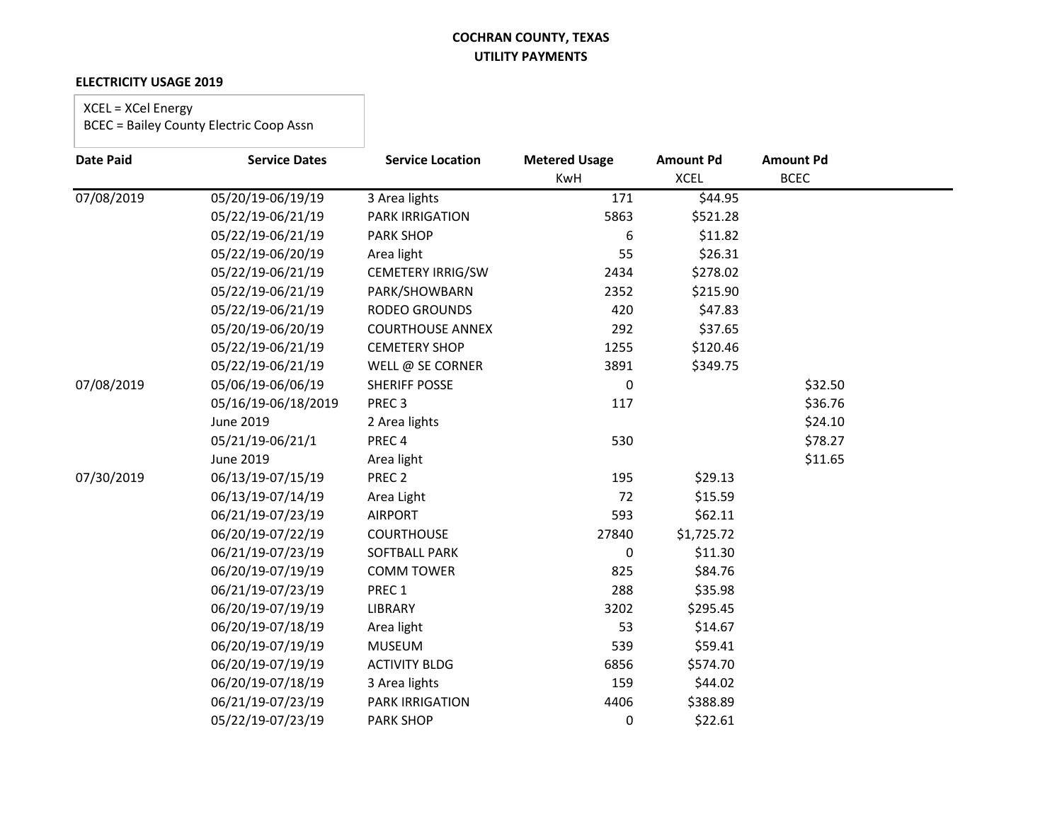**COCHRAN COUNTY, TEXAS**
**UTILITY PAYMENTS**

**ELECTRICITY USAGE 2019**

XCEL = XCel Energy
BCEC = Bailey County Electric Coop Assn

| Date Paid | Service Dates | Service Location | Metered Usage KwH | Amount Pd XCEL | Amount Pd BCEC |
|---|---|---|---|---|---|
| 07/08/2019 | 05/20/19-06/19/19 | 3 Area lights | 171 | $44.95 | |
| | 05/22/19-06/21/19 | PARK IRRIGATION | 5863 | $521.28 | |
| | 05/22/19-06/21/19 | PARK SHOP | 6 | $11.82 | |
| | 05/22/19-06/20/19 | Area light | 55 | $26.31 | |
| | 05/22/19-06/21/19 | CEMETERY IRRIG/SW | 2434 | $278.02 | |
| | 05/22/19-06/21/19 | PARK/SHOWBARN | 2352 | $215.90 | |
| | 05/22/19-06/21/19 | RODEO GROUNDS | 420 | $47.83 | |
| | 05/20/19-06/20/19 | COURTHOUSE ANNEX | 292 | $37.65 | |
| | 05/22/19-06/21/19 | CEMETERY SHOP | 1255 | $120.46 | |
| | 05/22/19-06/21/19 | WELL @ SE CORNER | 3891 | $349.75 | |
| 07/08/2019 | 05/06/19-06/06/19 | SHERIFF POSSE | 0 | | $32.50 |
| | 05/16/19-06/18/2019 | PREC 3 | 117 | | $36.76 |
| | June 2019 | 2 Area lights | | | $24.10 |
| | 05/21/19-06/21/1 | PREC 4 | 530 | | $78.27 |
| | June 2019 | Area light | | | $11.65 |
| 07/30/2019 | 06/13/19-07/15/19 | PREC 2 | 195 | $29.13 | |
| | 06/13/19-07/14/19 | Area Light | 72 | $15.59 | |
| | 06/21/19-07/23/19 | AIRPORT | 593 | $62.11 | |
| | 06/20/19-07/22/19 | COURTHOUSE | 27840 | $1,725.72 | |
| | 06/21/19-07/23/19 | SOFTBALL PARK | 0 | $11.30 | |
| | 06/20/19-07/19/19 | COMM TOWER | 825 | $84.76 | |
| | 06/21/19-07/23/19 | PREC 1 | 288 | $35.98 | |
| | 06/20/19-07/19/19 | LIBRARY | 3202 | $295.45 | |
| | 06/20/19-07/18/19 | Area light | 53 | $14.67 | |
| | 06/20/19-07/19/19 | MUSEUM | 539 | $59.41 | |
| | 06/20/19-07/19/19 | ACTIVITY BLDG | 6856 | $574.70 | |
| | 06/20/19-07/18/19 | 3 Area lights | 159 | $44.02 | |
| | 06/21/19-07/23/19 | PARK IRRIGATION | 4406 | $388.89 | |
| | 05/22/19-07/23/19 | PARK SHOP | 0 | $22.61 | |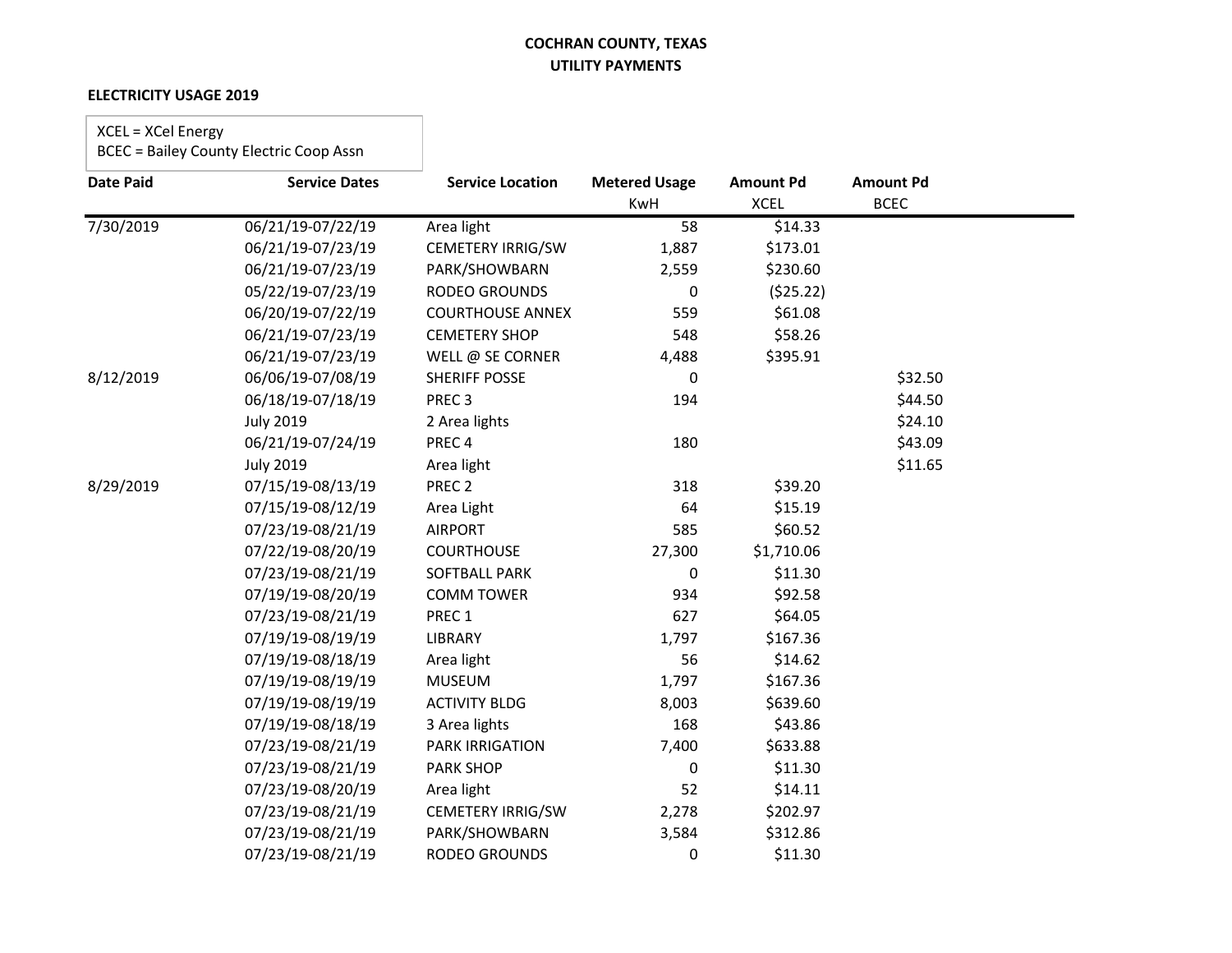**COCHRAN COUNTY, TEXAS**
**UTILITY PAYMENTS**

**ELECTRICITY USAGE 2019**

XCEL = XCel Energy
BCEC = Bailey County Electric Coop Assn

| Date Paid | Service Dates | Service Location | Metered Usage KwH | Amount Pd XCEL | Amount Pd BCEC |
|---|---|---|---|---|---|
| 7/30/2019 | 06/21/19-07/22/19 | Area light | 58 | $14.33 | |
| | 06/21/19-07/23/19 | CEMETERY IRRIG/SW | 1,887 | $173.01 | |
| | 06/21/19-07/23/19 | PARK/SHOWBARN | 2,559 | $230.60 | |
| | 05/22/19-07/23/19 | RODEO GROUNDS | 0 | ($25.22) | |
| | 06/20/19-07/22/19 | COURTHOUSE ANNEX | 559 | $61.08 | |
| | 06/21/19-07/23/19 | CEMETERY SHOP | 548 | $58.26 | |
| | 06/21/19-07/23/19 | WELL @ SE CORNER | 4,488 | $395.91 | |
| 8/12/2019 | 06/06/19-07/08/19 | SHERIFF POSSE | 0 | | $32.50 |
| | 06/18/19-07/18/19 | PREC 3 | 194 | | $44.50 |
| | July 2019 | 2 Area lights | | | $24.10 |
| | 06/21/19-07/24/19 | PREC 4 | 180 | | $43.09 |
| | July 2019 | Area light | | | $11.65 |
| 8/29/2019 | 07/15/19-08/13/19 | PREC 2 | 318 | $39.20 | |
| | 07/15/19-08/12/19 | Area Light | 64 | $15.19 | |
| | 07/23/19-08/21/19 | AIRPORT | 585 | $60.52 | |
| | 07/22/19-08/20/19 | COURTHOUSE | 27,300 | $1,710.06 | |
| | 07/23/19-08/21/19 | SOFTBALL PARK | 0 | $11.30 | |
| | 07/19/19-08/20/19 | COMM TOWER | 934 | $92.58 | |
| | 07/23/19-08/21/19 | PREC 1 | 627 | $64.05 | |
| | 07/19/19-08/19/19 | LIBRARY | 1,797 | $167.36 | |
| | 07/19/19-08/18/19 | Area light | 56 | $14.62 | |
| | 07/19/19-08/19/19 | MUSEUM | 1,797 | $167.36 | |
| | 07/19/19-08/19/19 | ACTIVITY BLDG | 8,003 | $639.60 | |
| | 07/19/19-08/18/19 | 3 Area lights | 168 | $43.86 | |
| | 07/23/19-08/21/19 | PARK IRRIGATION | 7,400 | $633.88 | |
| | 07/23/19-08/21/19 | PARK SHOP | 0 | $11.30 | |
| | 07/23/19-08/20/19 | Area light | 52 | $14.11 | |
| | 07/23/19-08/21/19 | CEMETERY IRRIG/SW | 2,278 | $202.97 | |
| | 07/23/19-08/21/19 | PARK/SHOWBARN | 3,584 | $312.86 | |
| | 07/23/19-08/21/19 | RODEO GROUNDS | 0 | $11.30 | |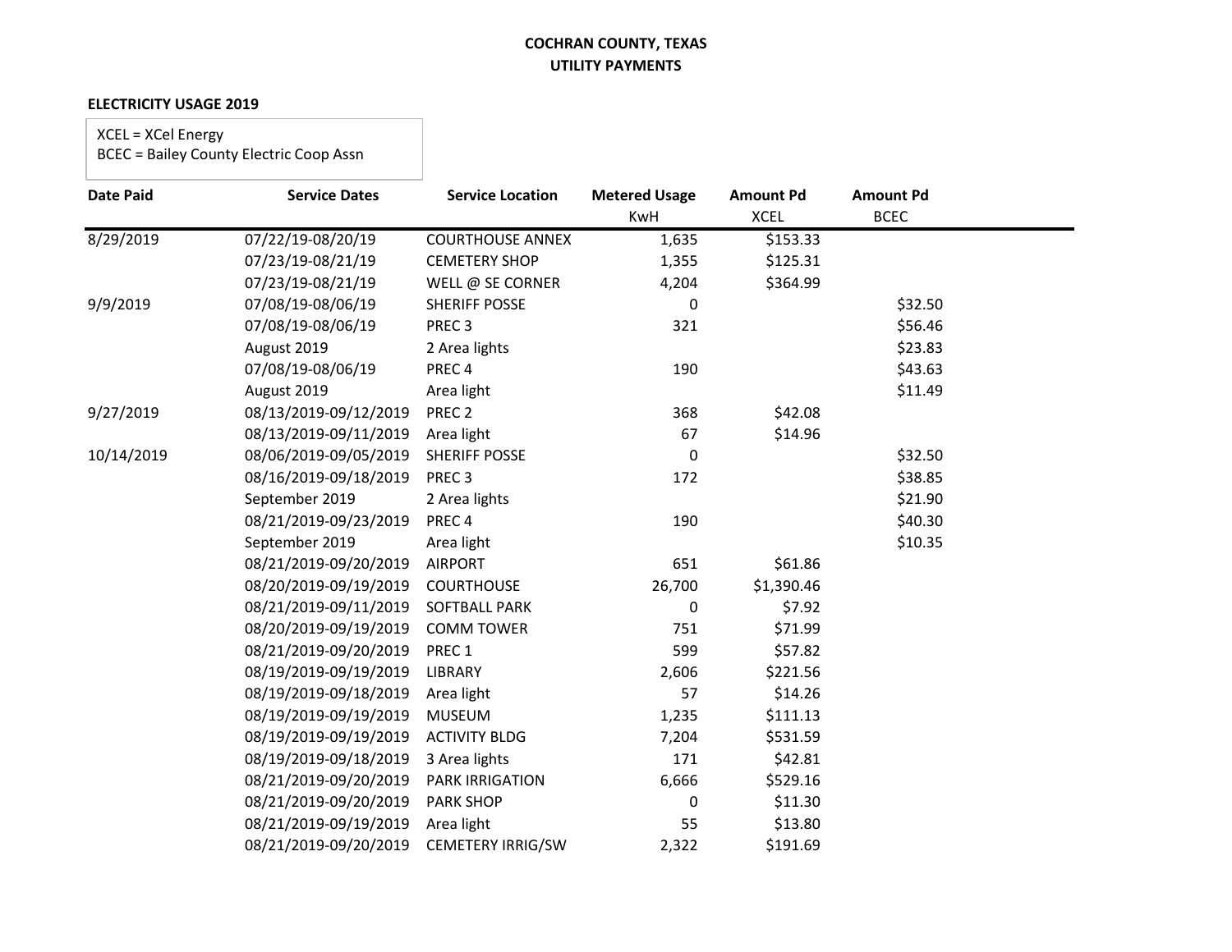**COCHRAN COUNTY, TEXAS**
**UTILITY PAYMENTS**

**ELECTRICITY USAGE 2019**

XCEL = XCel Energy
BCEC = Bailey County Electric Coop Assn

| Date Paid | Service Dates | Service Location | Metered Usage KwH | Amount Pd XCEL | Amount Pd BCEC |
|---|---|---|---|---|---|
| 8/29/2019 | 07/22/19-08/20/19 | COURTHOUSE ANNEX | 1,635 | $153.33 | |
| | 07/23/19-08/21/19 | CEMETERY SHOP | 1,355 | $125.31 | |
| | 07/23/19-08/21/19 | WELL @ SE CORNER | 4,204 | $364.99 | |
| 9/9/2019 | 07/08/19-08/06/19 | SHERIFF POSSE | 0 | | $32.50 |
| | 07/08/19-08/06/19 | PREC 3 | 321 | | $56.46 |
| | August 2019 | 2 Area lights | | | $23.83 |
| | 07/08/19-08/06/19 | PREC 4 | 190 | | $43.63 |
| | August 2019 | Area light | | | $11.49 |
| 9/27/2019 | 08/13/2019-09/12/2019 | PREC 2 | 368 | $42.08 | |
| | 08/13/2019-09/11/2019 | Area light | 67 | $14.96 | |
| 10/14/2019 | 08/06/2019-09/05/2019 | SHERIFF POSSE | 0 | | $32.50 |
| | 08/16/2019-09/18/2019 | PREC 3 | 172 | | $38.85 |
| | September 2019 | 2 Area lights | | | $21.90 |
| | 08/21/2019-09/23/2019 | PREC 4 | 190 | | $40.30 |
| | September 2019 | Area light | | | $10.35 |
| | 08/21/2019-09/20/2019 | AIRPORT | 651 | $61.86 | |
| | 08/20/2019-09/19/2019 | COURTHOUSE | 26,700 | $1,390.46 | |
| | 08/21/2019-09/11/2019 | SOFTBALL PARK | 0 | $7.92 | |
| | 08/20/2019-09/19/2019 | COMM TOWER | 751 | $71.99 | |
| | 08/21/2019-09/20/2019 | PREC 1 | 599 | $57.82 | |
| | 08/19/2019-09/19/2019 | LIBRARY | 2,606 | $221.56 | |
| | 08/19/2019-09/18/2019 | Area light | 57 | $14.26 | |
| | 08/19/2019-09/19/2019 | MUSEUM | 1,235 | $111.13 | |
| | 08/19/2019-09/19/2019 | ACTIVITY BLDG | 7,204 | $531.59 | |
| | 08/19/2019-09/18/2019 | 3 Area lights | 171 | $42.81 | |
| | 08/21/2019-09/20/2019 | PARK IRRIGATION | 6,666 | $529.16 | |
| | 08/21/2019-09/20/2019 | PARK SHOP | 0 | $11.30 | |
| | 08/21/2019-09/19/2019 | Area light | 55 | $13.80 | |
| | 08/21/2019-09/20/2019 | CEMETERY IRRIG/SW | 2,322 | $191.69 | |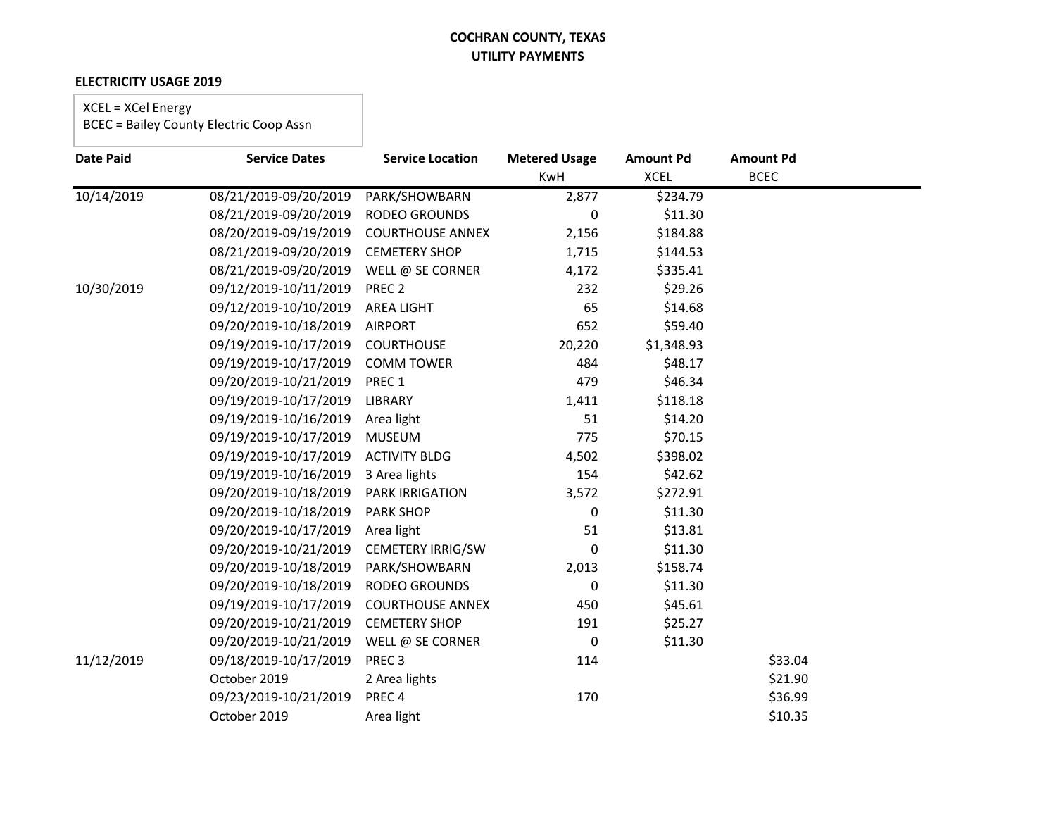**COCHRAN COUNTY, TEXAS**
**UTILITY PAYMENTS**

**ELECTRICITY USAGE 2019**

XCEL = XCel Energy
BCEC = Bailey County Electric Coop Assn

| Date Paid | Service Dates | Service Location | Metered Usage KwH | Amount Pd XCEL | Amount Pd BCEC |
|---|---|---|---|---|---|
| 10/14/2019 | 08/21/2019-09/20/2019 | PARK/SHOWBARN | 2,877 | $234.79 | |
| | 08/21/2019-09/20/2019 | RODEO GROUNDS | 0 | $11.30 | |
| | 08/20/2019-09/19/2019 | COURTHOUSE ANNEX | 2,156 | $184.88 | |
| | 08/21/2019-09/20/2019 | CEMETERY SHOP | 1,715 | $144.53 | |
| | 08/21/2019-09/20/2019 | WELL @ SE CORNER | 4,172 | $335.41 | |
| 10/30/2019 | 09/12/2019-10/11/2019 | PREC 2 | 232 | $29.26 | |
| | 09/12/2019-10/10/2019 | AREA LIGHT | 65 | $14.68 | |
| | 09/20/2019-10/18/2019 | AIRPORT | 652 | $59.40 | |
| | 09/19/2019-10/17/2019 | COURTHOUSE | 20,220 | $1,348.93 | |
| | 09/19/2019-10/17/2019 | COMM TOWER | 484 | $48.17 | |
| | 09/20/2019-10/21/2019 | PREC 1 | 479 | $46.34 | |
| | 09/19/2019-10/17/2019 | LIBRARY | 1,411 | $118.18 | |
| | 09/19/2019-10/16/2019 | Area light | 51 | $14.20 | |
| | 09/19/2019-10/17/2019 | MUSEUM | 775 | $70.15 | |
| | 09/19/2019-10/17/2019 | ACTIVITY BLDG | 4,502 | $398.02 | |
| | 09/19/2019-10/16/2019 | 3 Area lights | 154 | $42.62 | |
| | 09/20/2019-10/18/2019 | PARK IRRIGATION | 3,572 | $272.91 | |
| | 09/20/2019-10/18/2019 | PARK SHOP | 0 | $11.30 | |
| | 09/20/2019-10/17/2019 | Area light | 51 | $13.81 | |
| | 09/20/2019-10/21/2019 | CEMETERY IRRIG/SW | 0 | $11.30 | |
| | 09/20/2019-10/18/2019 | PARK/SHOWBARN | 2,013 | $158.74 | |
| | 09/20/2019-10/18/2019 | RODEO GROUNDS | 0 | $11.30 | |
| | 09/19/2019-10/17/2019 | COURTHOUSE ANNEX | 450 | $45.61 | |
| | 09/20/2019-10/21/2019 | CEMETERY SHOP | 191 | $25.27 | |
| | 09/20/2019-10/21/2019 | WELL @ SE CORNER | 0 | $11.30 | |
| 11/12/2019 | 09/18/2019-10/17/2019 | PREC 3 | 114 | | $33.04 |
| | October 2019 | 2 Area lights | | | $21.90 |
| | 09/23/2019-10/21/2019 | PREC 4 | 170 | | $36.99 |
| | October 2019 | Area light | | | $10.35 |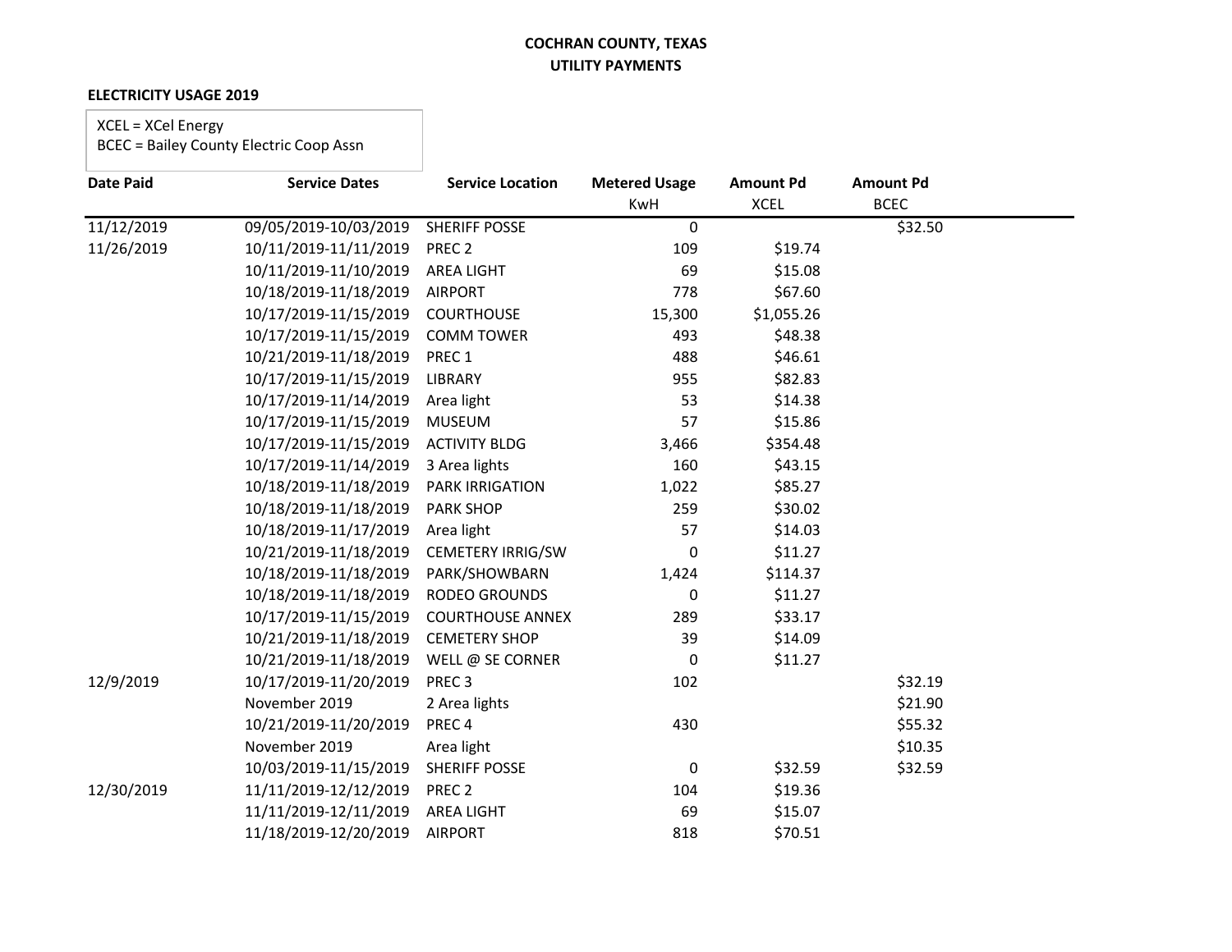**COCHRAN COUNTY, TEXAS**
**UTILITY PAYMENTS**

**ELECTRICITY USAGE 2019**

XCEL = XCel Energy
BCEC = Bailey County Electric Coop Assn

| Date Paid | Service Dates | Service Location | Metered Usage KwH | Amount Pd XCEL | Amount Pd BCEC |
|---|---|---|---|---|---|
| 11/12/2019 | 09/05/2019-10/03/2019 | SHERIFF POSSE | 0 | | $32.50 |
| 11/26/2019 | 10/11/2019-11/11/2019 | PREC 2 | 109 | $19.74 | |
| | 10/11/2019-11/10/2019 | AREA LIGHT | 69 | $15.08 | |
| | 10/18/2019-11/18/2019 | AIRPORT | 778 | $67.60 | |
| | 10/17/2019-11/15/2019 | COURTHOUSE | 15,300 | $1,055.26 | |
| | 10/17/2019-11/15/2019 | COMM TOWER | 493 | $48.38 | |
| | 10/21/2019-11/18/2019 | PREC 1 | 488 | $46.61 | |
| | 10/17/2019-11/15/2019 | LIBRARY | 955 | $82.83 | |
| | 10/17/2019-11/14/2019 | Area light | 53 | $14.38 | |
| | 10/17/2019-11/15/2019 | MUSEUM | 57 | $15.86 | |
| | 10/17/2019-11/15/2019 | ACTIVITY BLDG | 3,466 | $354.48 | |
| | 10/17/2019-11/14/2019 | 3 Area lights | 160 | $43.15 | |
| | 10/18/2019-11/18/2019 | PARK IRRIGATION | 1,022 | $85.27 | |
| | 10/18/2019-11/18/2019 | PARK SHOP | 259 | $30.02 | |
| | 10/18/2019-11/17/2019 | Area light | 57 | $14.03 | |
| | 10/21/2019-11/18/2019 | CEMETERY IRRIG/SW | 0 | $11.27 | |
| | 10/18/2019-11/18/2019 | PARK/SHOWBARN | 1,424 | $114.37 | |
| | 10/18/2019-11/18/2019 | RODEO GROUNDS | 0 | $11.27 | |
| | 10/17/2019-11/15/2019 | COURTHOUSE ANNEX | 289 | $33.17 | |
| | 10/21/2019-11/18/2019 | CEMETERY SHOP | 39 | $14.09 | |
| | 10/21/2019-11/18/2019 | WELL @ SE CORNER | 0 | $11.27 | |
| 12/9/2019 | 10/17/2019-11/20/2019 | PREC 3 | 102 | | $32.19 |
| | November 2019 | 2 Area lights | | | $21.90 |
| | 10/21/2019-11/20/2019 | PREC 4 | 430 | | $55.32 |
| | November 2019 | Area light | | | $10.35 |
| | 10/03/2019-11/15/2019 | SHERIFF POSSE | 0 | $32.59 | $32.59 |
| 12/30/2019 | 11/11/2019-12/12/2019 | PREC 2 | 104 | $19.36 | |
| | 11/11/2019-12/11/2019 | AREA LIGHT | 69 | $15.07 | |
| | 11/18/2019-12/20/2019 | AIRPORT | 818 | $70.51 | |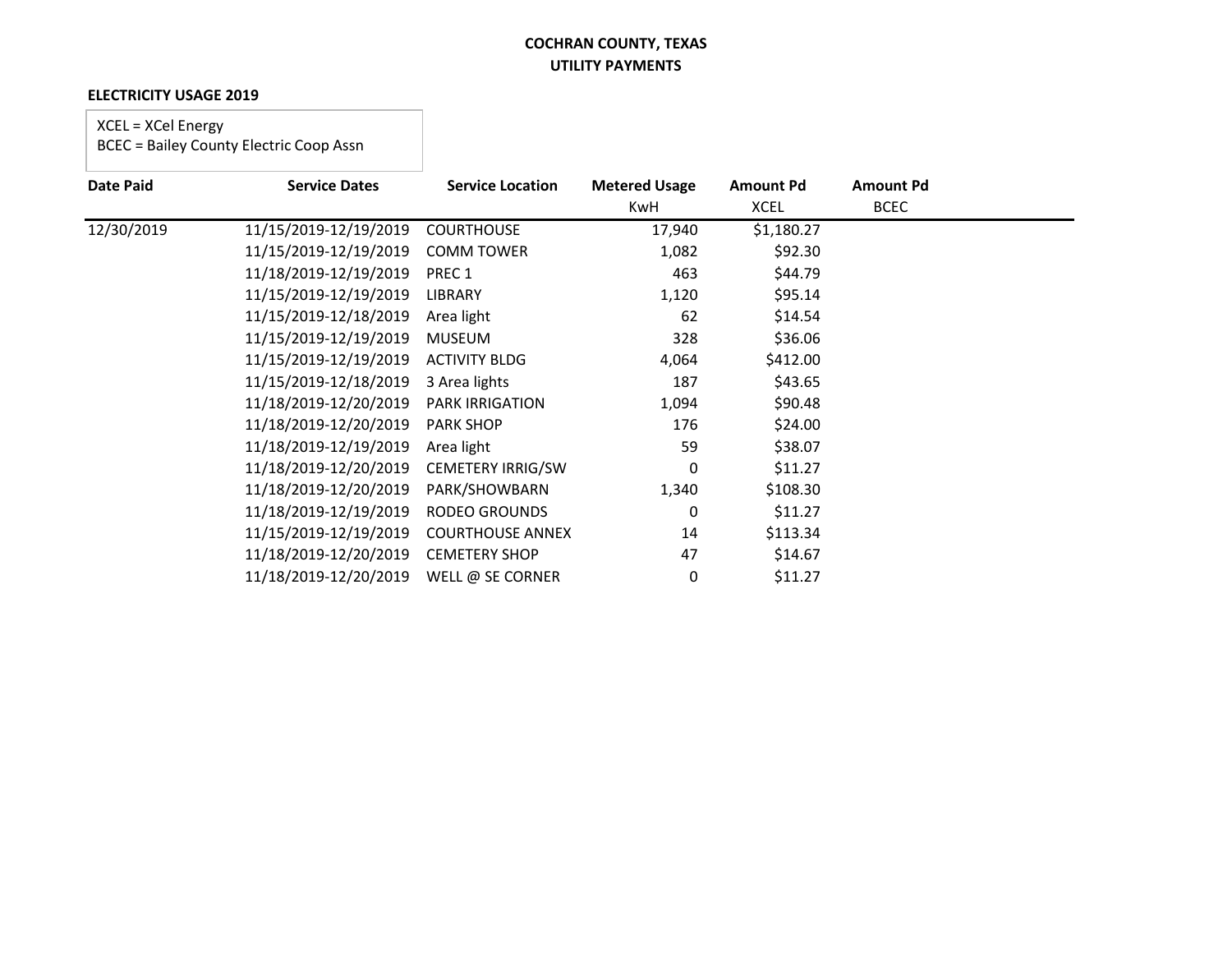**COCHRAN COUNTY, TEXAS**
**UTILITY PAYMENTS**

**ELECTRICITY USAGE 2019**

XCEL = XCel Energy
BCEC = Bailey County Electric Coop Assn

| Date Paid | Service Dates | Service Location | Metered Usage KwH | Amount Pd XCEL | Amount Pd BCEC |
|---|---|---|---|---|---|
| 12/30/2019 | 11/15/2019-12/19/2019 | COURTHOUSE | 17,940 | $1,180.27 | |
| | 11/15/2019-12/19/2019 | COMM TOWER | 1,082 | $92.30 | |
| | 11/18/2019-12/19/2019 | PREC 1 | 463 | $44.79 | |
| | 11/15/2019-12/19/2019 | LIBRARY | 1,120 | $95.14 | |
| | 11/15/2019-12/18/2019 | Area light | 62 | $14.54 | |
| | 11/15/2019-12/19/2019 | MUSEUM | 328 | $36.06 | |
| | 11/15/2019-12/19/2019 | ACTIVITY BLDG | 4,064 | $412.00 | |
| | 11/15/2019-12/18/2019 | 3 Area lights | 187 | $43.65 | |
| | 11/18/2019-12/20/2019 | PARK IRRIGATION | 1,094 | $90.48 | |
| | 11/18/2019-12/20/2019 | PARK SHOP | 176 | $24.00 | |
| | 11/18/2019-12/19/2019 | Area light | 59 | $38.07 | |
| | 11/18/2019-12/20/2019 | CEMETERY IRRIG/SW | 0 | $11.27 | |
| | 11/18/2019-12/20/2019 | PARK/SHOWBARN | 1,340 | $108.30 | |
| | 11/18/2019-12/19/2019 | RODEO GROUNDS | 0 | $11.27 | |
| | 11/15/2019-12/19/2019 | COURTHOUSE ANNEX | 14 | $113.34 | |
| | 11/18/2019-12/20/2019 | CEMETERY SHOP | 47 | $14.67 | |
| | 11/18/2019-12/20/2019 | WELL @ SE CORNER | 0 | $11.27 | |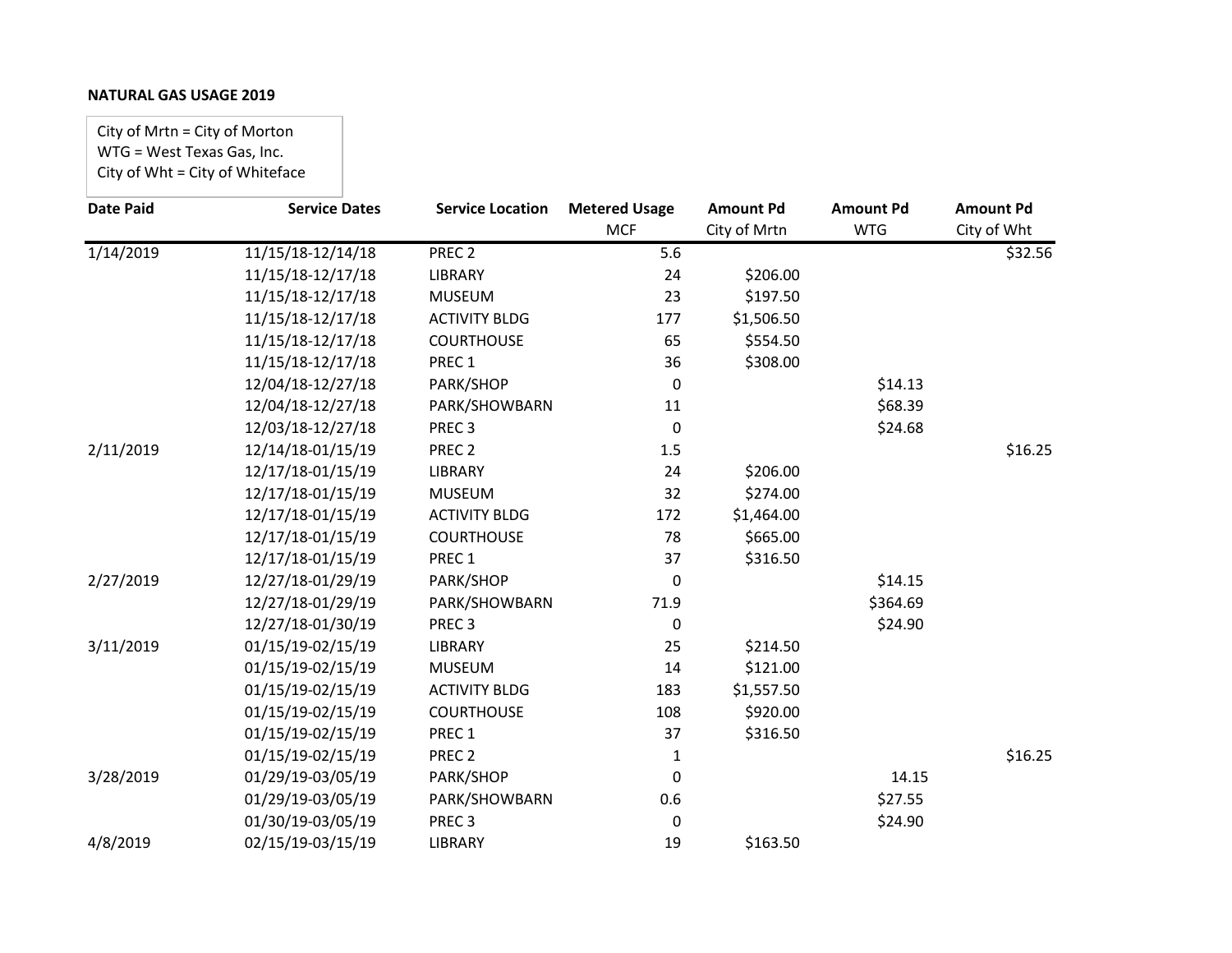**NATURAL GAS USAGE 2019**

City of Mrtn = City of Morton
WTG = West Texas Gas, Inc.
City of Wht = City of Whiteface

| Date Paid | Service Dates | Service Location | Metered Usage MCF | Amount Pd City of Mrtn | Amount Pd WTG | Amount Pd City of Wht |
|---|---|---|---|---|---|---|
| 1/14/2019 | 11/15/18-12/14/18 | PREC 2 | 5.6 | | | $32.56 |
| | 11/15/18-12/17/18 | LIBRARY | 24 | $206.00 | | |
| | 11/15/18-12/17/18 | MUSEUM | 23 | $197.50 | | |
| | 11/15/18-12/17/18 | ACTIVITY BLDG | 177 | $1,506.50 | | |
| | 11/15/18-12/17/18 | COURTHOUSE | 65 | $554.50 | | |
| | 11/15/18-12/17/18 | PREC 1 | 36 | $308.00 | | |
| | 12/04/18-12/27/18 | PARK/SHOP | 0 | | $14.13 | |
| | 12/04/18-12/27/18 | PARK/SHOWBARN | 11 | | $68.39 | |
| | 12/03/18-12/27/18 | PREC 3 | 0 | | $24.68 | |
| 2/11/2019 | 12/14/18-01/15/19 | PREC 2 | 1.5 | | | $16.25 |
| | 12/17/18-01/15/19 | LIBRARY | 24 | $206.00 | | |
| | 12/17/18-01/15/19 | MUSEUM | 32 | $274.00 | | |
| | 12/17/18-01/15/19 | ACTIVITY BLDG | 172 | $1,464.00 | | |
| | 12/17/18-01/15/19 | COURTHOUSE | 78 | $665.00 | | |
| | 12/17/18-01/15/19 | PREC 1 | 37 | $316.50 | | |
| 2/27/2019 | 12/27/18-01/29/19 | PARK/SHOP | 0 | | $14.15 | |
| | 12/27/18-01/29/19 | PARK/SHOWBARN | 71.9 | | $364.69 | |
| | 12/27/18-01/30/19 | PREC 3 | 0 | | $24.90 | |
| 3/11/2019 | 01/15/19-02/15/19 | LIBRARY | 25 | $214.50 | | |
| | 01/15/19-02/15/19 | MUSEUM | 14 | $121.00 | | |
| | 01/15/19-02/15/19 | ACTIVITY BLDG | 183 | $1,557.50 | | |
| | 01/15/19-02/15/19 | COURTHOUSE | 108 | $920.00 | | |
| | 01/15/19-02/15/19 | PREC 1 | 37 | $316.50 | | |
| | 01/15/19-02/15/19 | PREC 2 | 1 | | | $16.25 |
| 3/28/2019 | 01/29/19-03/05/19 | PARK/SHOP | 0 | | 14.15 | |
| | 01/29/19-03/05/19 | PARK/SHOWBARN | 0.6 | | $27.55 | |
| | 01/30/19-03/05/19 | PREC 3 | 0 | | $24.90 | |
| 4/8/2019 | 02/15/19-03/15/19 | LIBRARY | 19 | $163.50 | | |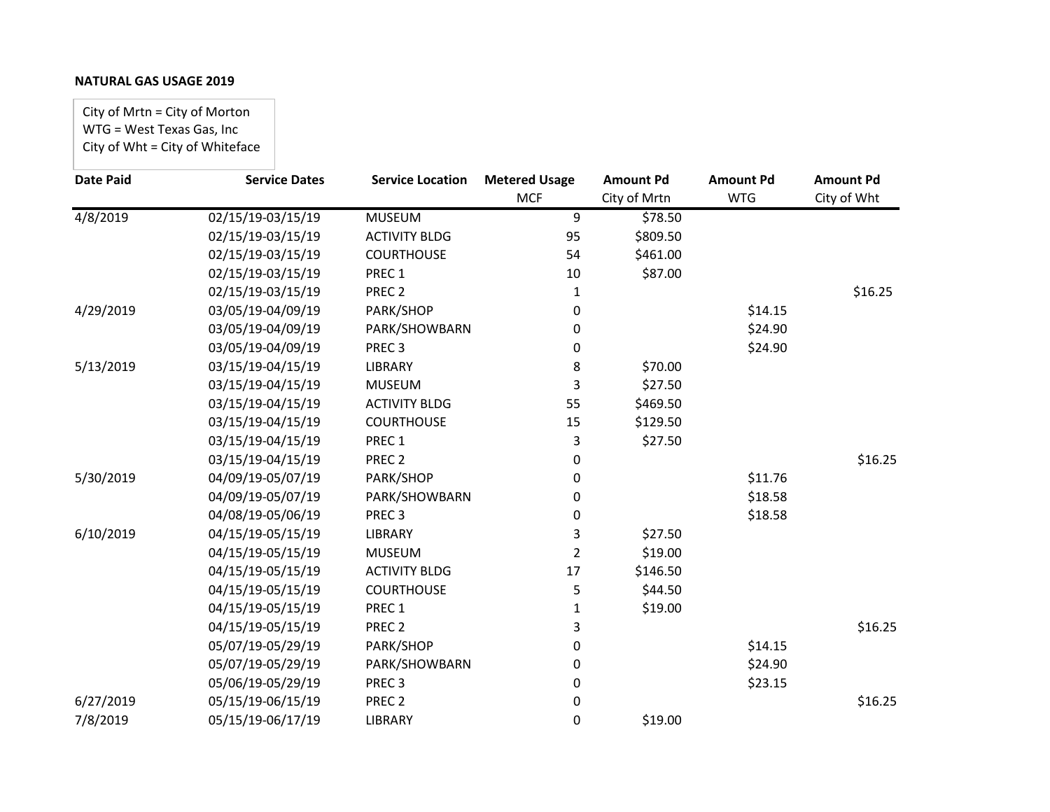**NATURAL GAS USAGE 2019**

City of Mrtn = City of Morton
WTG = West Texas Gas, Inc
City of Wht = City of Whiteface

| Date Paid | Service Dates | Service Location | Metered Usage MCF | Amount Pd City of Mrtn | Amount Pd WTG | Amount Pd City of Wht |
|---|---|---|---|---|---|---|
| 4/8/2019 | 02/15/19-03/15/19 | MUSEUM | 9 | $78.50 | | |
| | 02/15/19-03/15/19 | ACTIVITY BLDG | 95 | $809.50 | | |
| | 02/15/19-03/15/19 | COURTHOUSE | 54 | $461.00 | | |
| | 02/15/19-03/15/19 | PREC 1 | 10 | $87.00 | | |
| | 02/15/19-03/15/19 | PREC 2 | 1 | | | $16.25 |
| 4/29/2019 | 03/05/19-04/09/19 | PARK/SHOP | 0 | | $14.15 | |
| | 03/05/19-04/09/19 | PARK/SHOWBARN | 0 | | $24.90 | |
| | 03/05/19-04/09/19 | PREC 3 | 0 | | $24.90 | |
| 5/13/2019 | 03/15/19-04/15/19 | LIBRARY | 8 | $70.00 | | |
| | 03/15/19-04/15/19 | MUSEUM | 3 | $27.50 | | |
| | 03/15/19-04/15/19 | ACTIVITY BLDG | 55 | $469.50 | | |
| | 03/15/19-04/15/19 | COURTHOUSE | 15 | $129.50 | | |
| | 03/15/19-04/15/19 | PREC 1 | 3 | $27.50 | | |
| | 03/15/19-04/15/19 | PREC 2 | 0 | | | $16.25 |
| 5/30/2019 | 04/09/19-05/07/19 | PARK/SHOP | 0 | | $11.76 | |
| | 04/09/19-05/07/19 | PARK/SHOWBARN | 0 | | $18.58 | |
| | 04/08/19-05/06/19 | PREC 3 | 0 | | $18.58 | |
| 6/10/2019 | 04/15/19-05/15/19 | LIBRARY | 3 | $27.50 | | |
| | 04/15/19-05/15/19 | MUSEUM | 2 | $19.00 | | |
| | 04/15/19-05/15/19 | ACTIVITY BLDG | 17 | $146.50 | | |
| | 04/15/19-05/15/19 | COURTHOUSE | 5 | $44.50 | | |
| | 04/15/19-05/15/19 | PREC 1 | 1 | $19.00 | | |
| | 04/15/19-05/15/19 | PREC 2 | 3 | | | $16.25 |
| | 05/07/19-05/29/19 | PARK/SHOP | 0 | | $14.15 | |
| | 05/07/19-05/29/19 | PARK/SHOWBARN | 0 | | $24.90 | |
| | 05/06/19-05/29/19 | PREC 3 | 0 | | $23.15 | |
| 6/27/2019 | 05/15/19-06/15/19 | PREC 2 | 0 | | | $16.25 |
| 7/8/2019 | 05/15/19-06/17/19 | LIBRARY | 0 | $19.00 | | |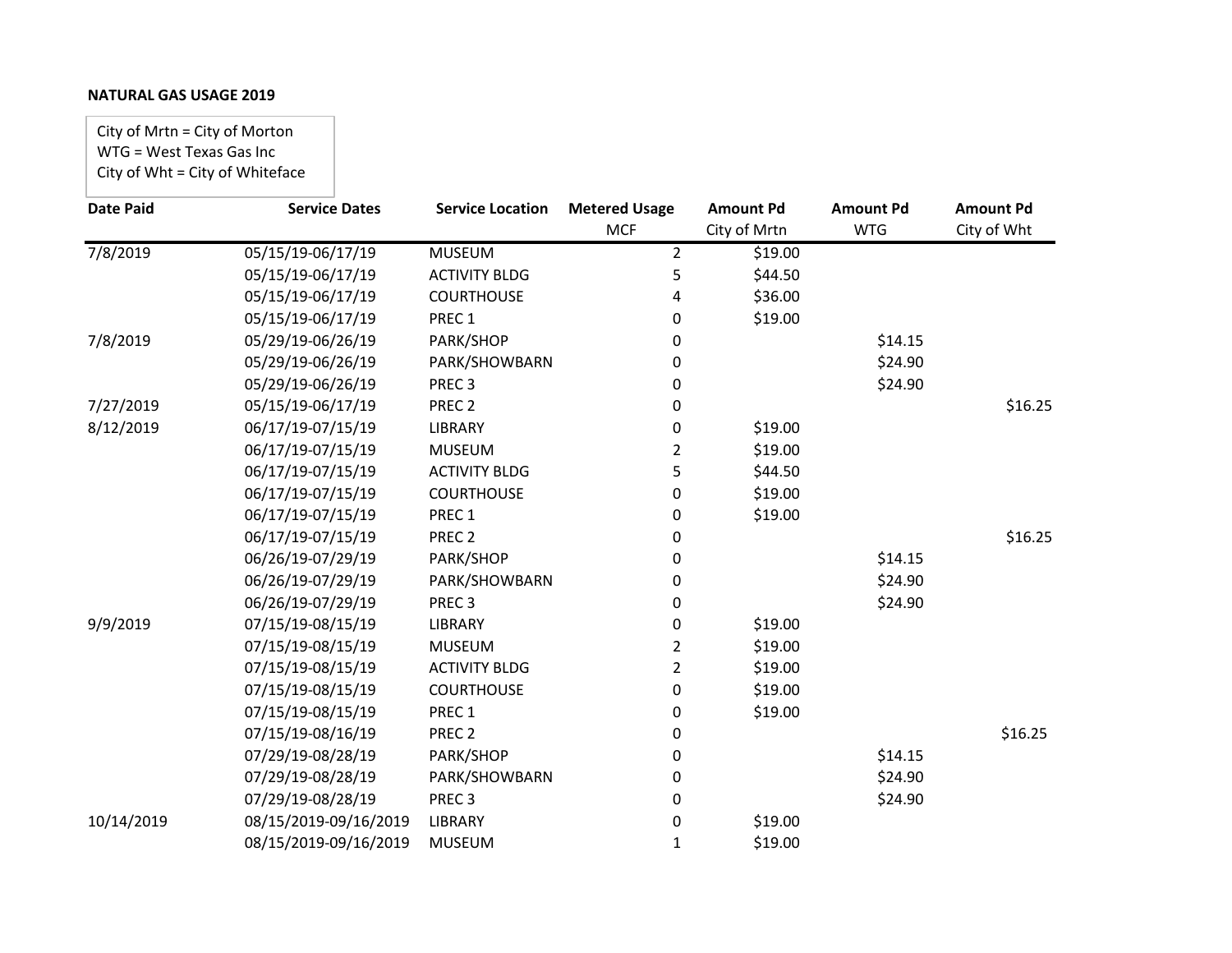**NATURAL GAS USAGE 2019**

City of Mrtn = City of Morton
WTG = West Texas Gas Inc
City of Wht = City of Whiteface

| Date Paid | Service Dates | Service Location | Metered Usage MCF | Amount Pd City of Mrtn | Amount Pd WTG | Amount Pd City of Wht |
|---|---|---|---|---|---|---|
| 7/8/2019 | 05/15/19-06/17/19 | MUSEUM | 2 | $19.00 | | |
| | 05/15/19-06/17/19 | ACTIVITY BLDG | 5 | $44.50 | | |
| | 05/15/19-06/17/19 | COURTHOUSE | 4 | $36.00 | | |
| | 05/15/19-06/17/19 | PREC 1 | 0 | $19.00 | | |
| 7/8/2019 | 05/29/19-06/26/19 | PARK/SHOP | 0 | | $14.15 | |
| | 05/29/19-06/26/19 | PARK/SHOWBARN | 0 | | $24.90 | |
| | 05/29/19-06/26/19 | PREC 3 | 0 | | $24.90 | |
| 7/27/2019 | 05/15/19-06/17/19 | PREC 2 | 0 | | | $16.25 |
| 8/12/2019 | 06/17/19-07/15/19 | LIBRARY | 0 | $19.00 | | |
| | 06/17/19-07/15/19 | MUSEUM | 2 | $19.00 | | |
| | 06/17/19-07/15/19 | ACTIVITY BLDG | 5 | $44.50 | | |
| | 06/17/19-07/15/19 | COURTHOUSE | 0 | $19.00 | | |
| | 06/17/19-07/15/19 | PREC 1 | 0 | $19.00 | | |
| | 06/17/19-07/15/19 | PREC 2 | 0 | | | $16.25 |
| | 06/26/19-07/29/19 | PARK/SHOP | 0 | | $14.15 | |
| | 06/26/19-07/29/19 | PARK/SHOWBARN | 0 | | $24.90 | |
| | 06/26/19-07/29/19 | PREC 3 | 0 | | $24.90 | |
| 9/9/2019 | 07/15/19-08/15/19 | LIBRARY | 0 | $19.00 | | |
| | 07/15/19-08/15/19 | MUSEUM | 2 | $19.00 | | |
| | 07/15/19-08/15/19 | ACTIVITY BLDG | 2 | $19.00 | | |
| | 07/15/19-08/15/19 | COURTHOUSE | 0 | $19.00 | | |
| | 07/15/19-08/15/19 | PREC 1 | 0 | $19.00 | | |
| | 07/15/19-08/16/19 | PREC 2 | 0 | | | $16.25 |
| | 07/29/19-08/28/19 | PARK/SHOP | 0 | | $14.15 | |
| | 07/29/19-08/28/19 | PARK/SHOWBARN | 0 | | $24.90 | |
| | 07/29/19-08/28/19 | PREC 3 | 0 | | $24.90 | |
| 10/14/2019 | 08/15/2019-09/16/2019 | LIBRARY | 0 | $19.00 | | |
| | 08/15/2019-09/16/2019 | MUSEUM | 1 | $19.00 | | |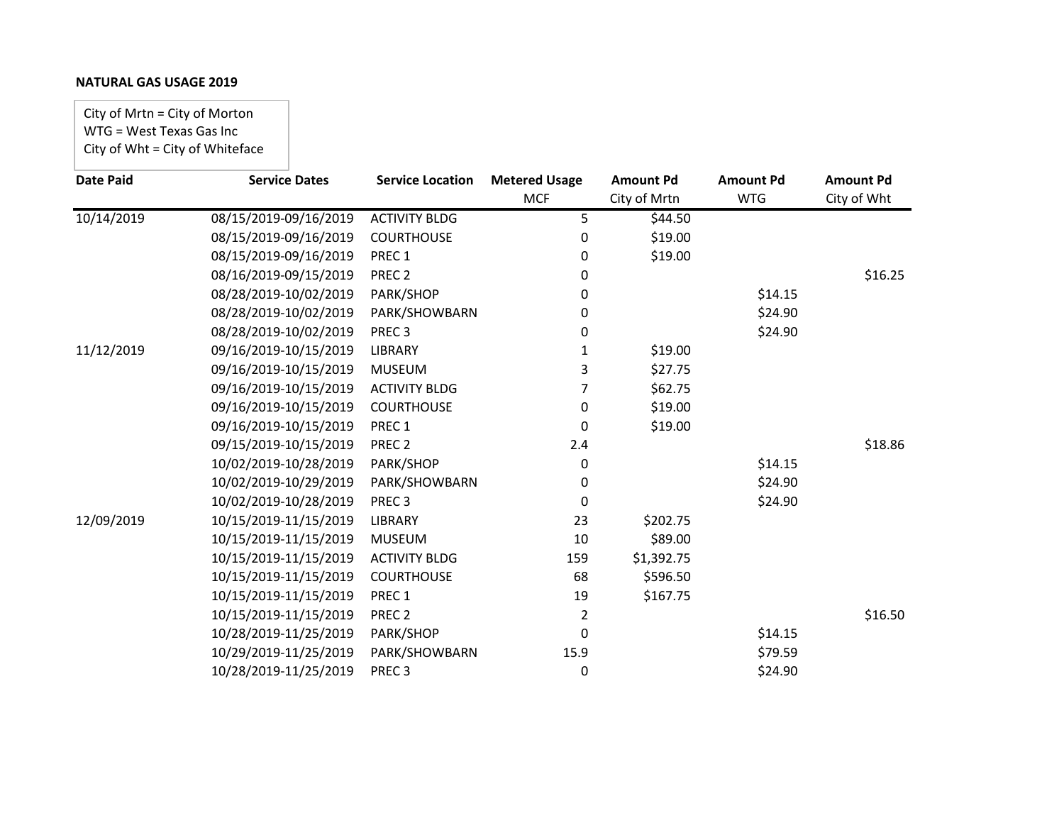**NATURAL GAS USAGE 2019**

City of Mrtn = City of Morton
WTG = West Texas Gas Inc
City of Wht = City of Whiteface

| Date Paid | Service Dates | Service Location | Metered Usage MCF | Amount Pd City of Mrtn | Amount Pd WTG | Amount Pd City of Wht |
|---|---|---|---|---|---|---|
| 10/14/2019 | 08/15/2019-09/16/2019 | ACTIVITY BLDG | 5 | $44.50 | | |
| | 08/15/2019-09/16/2019 | COURTHOUSE | 0 | $19.00 | | |
| | 08/15/2019-09/16/2019 | PREC 1 | 0 | $19.00 | | |
| | 08/16/2019-09/15/2019 | PREC 2 | 0 | | | $16.25 |
| | 08/28/2019-10/02/2019 | PARK/SHOP | 0 | | $14.15 | |
| | 08/28/2019-10/02/2019 | PARK/SHOWBARN | 0 | | $24.90 | |
| | 08/28/2019-10/02/2019 | PREC 3 | 0 | | $24.90 | |
| 11/12/2019 | 09/16/2019-10/15/2019 | LIBRARY | 1 | $19.00 | | |
| | 09/16/2019-10/15/2019 | MUSEUM | 3 | $27.75 | | |
| | 09/16/2019-10/15/2019 | ACTIVITY BLDG | 7 | $62.75 | | |
| | 09/16/2019-10/15/2019 | COURTHOUSE | 0 | $19.00 | | |
| | 09/16/2019-10/15/2019 | PREC 1 | 0 | $19.00 | | |
| | 09/15/2019-10/15/2019 | PREC 2 | 2.4 | | | $18.86 |
| | 10/02/2019-10/28/2019 | PARK/SHOP | 0 | | $14.15 | |
| | 10/02/2019-10/29/2019 | PARK/SHOWBARN | 0 | | $24.90 | |
| | 10/02/2019-10/28/2019 | PREC 3 | 0 | | $24.90 | |
| 12/09/2019 | 10/15/2019-11/15/2019 | LIBRARY | 23 | $202.75 | | |
| | 10/15/2019-11/15/2019 | MUSEUM | 10 | $89.00 | | |
| | 10/15/2019-11/15/2019 | ACTIVITY BLDG | 159 | $1,392.75 | | |
| | 10/15/2019-11/15/2019 | COURTHOUSE | 68 | $596.50 | | |
| | 10/15/2019-11/15/2019 | PREC 1 | 19 | $167.75 | | |
| | 10/15/2019-11/15/2019 | PREC 2 | 2 | | | $16.50 |
| | 10/28/2019-11/25/2019 | PARK/SHOP | 0 | | $14.15 | |
| | 10/29/2019-11/25/2019 | PARK/SHOWBARN | 15.9 | | $79.59 | |
| | 10/28/2019-11/25/2019 | PREC 3 | 0 | | $24.90 | |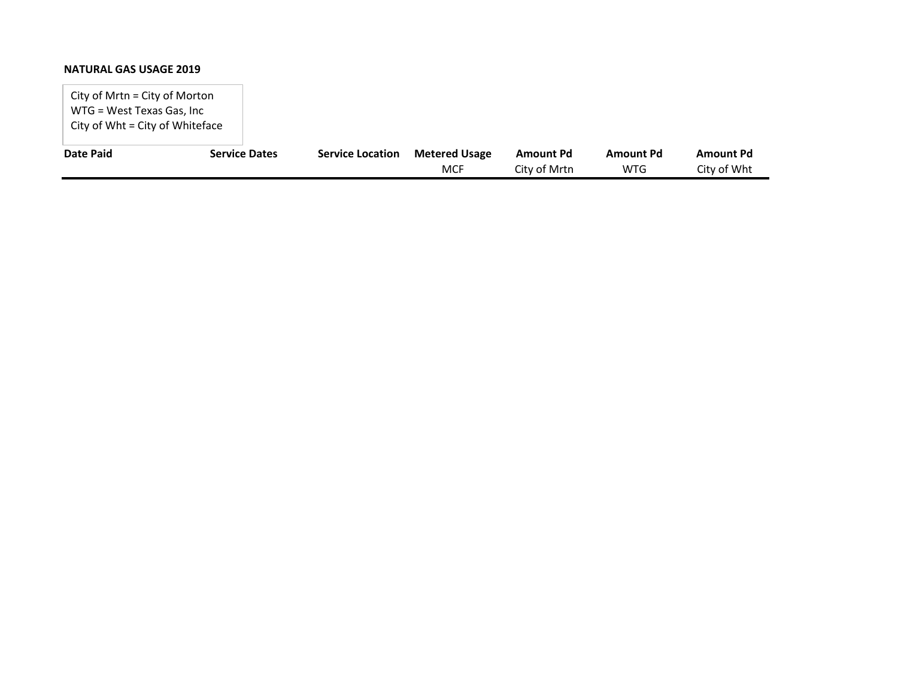**NATURAL GAS USAGE 2019**

City of Mrtn = City of Morton
WTG = West Texas Gas, Inc
City of Wht = City of Whiteface

| Date Paid | Service Dates | Service Location | Metered Usage | Amount Pd | Amount Pd | Amount Pd |
|---|---|---|---|---|---|---|
| | | | MCF | City of Mrtn | WTG | City of Wht |